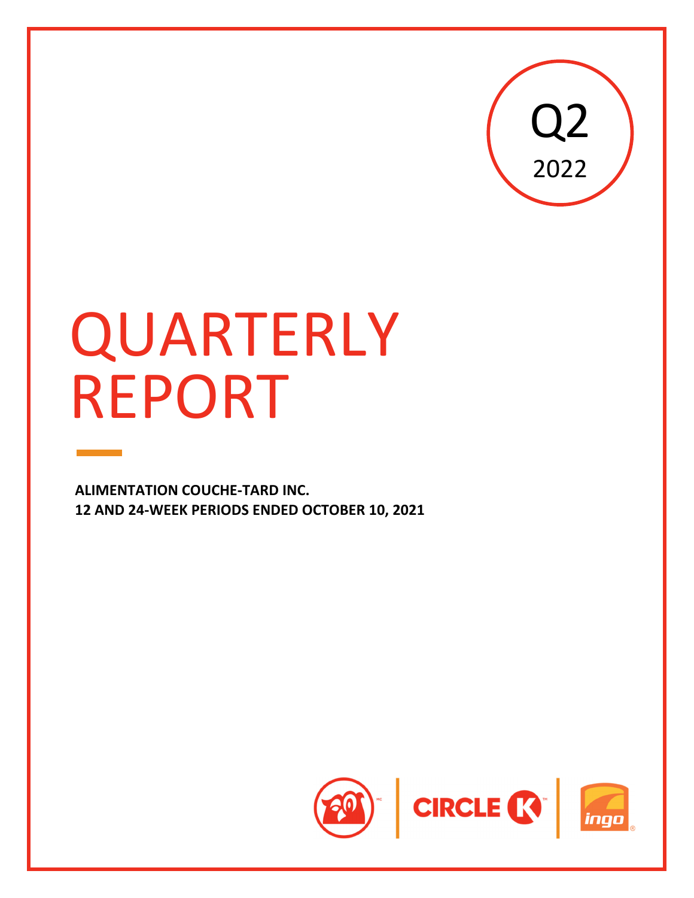Q2
2022

# QUARTERLY REPORT

**ALIMENTATION COUCHE-TARD INC.**
**12 AND 24-WEEK PERIODS ENDED OCTOBER 10, 2021**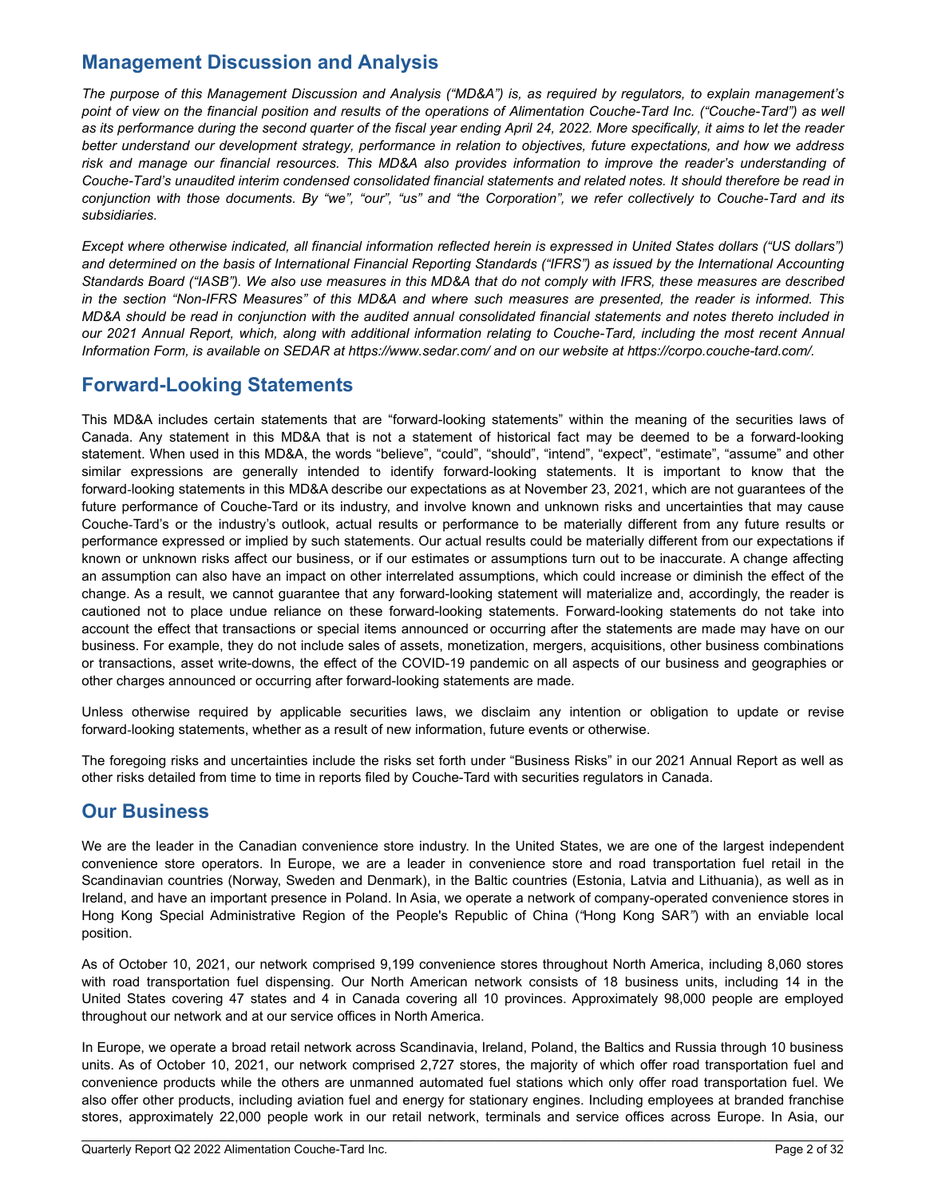## Management Discussion and Analysis

*The purpose of this Management Discussion and Analysis ("MD&A") is, as required by regulators, to explain management's point of view on the financial position and results of the operations of Alimentation Couche-Tard Inc. ("Couche-Tard") as well as its performance during the second quarter of the fiscal year ending April 24, 2022. More specifically, it aims to let the reader better understand our development strategy, performance in relation to objectives, future expectations, and how we address risk and manage our financial resources. This MD&A also provides information to improve the reader's understanding of Couche-Tard's unaudited interim condensed consolidated financial statements and related notes. It should therefore be read in conjunction with those documents. By "we", "our", "us" and "the Corporation", we refer collectively to Couche-Tard and its subsidiaries.*

*Except where otherwise indicated, all financial information reflected herein is expressed in United States dollars ("US dollars") and determined on the basis of International Financial Reporting Standards ("IFRS") as issued by the International Accounting Standards Board ("IASB"). We also use measures in this MD&A that do not comply with IFRS, these measures are described in the section "Non-IFRS Measures" of this MD&A and where such measures are presented, the reader is informed. This MD&A should be read in conjunction with the audited annual consolidated financial statements and notes thereto included in our 2021 Annual Report, which, along with additional information relating to Couche-Tard, including the most recent Annual Information Form, is available on SEDAR at https://www.sedar.com/ and on our website at https://corpo.couche-tard.com/.*

## Forward-Looking Statements

This MD&A includes certain statements that are "forward-looking statements" within the meaning of the securities laws of Canada. Any statement in this MD&A that is not a statement of historical fact may be deemed to be a forward-looking statement. When used in this MD&A, the words "believe", "could", "should", "intend", "expect", "estimate", "assume" and other similar expressions are generally intended to identify forward-looking statements. It is important to know that the forward-looking statements in this MD&A describe our expectations as at November 23, 2021, which are not guarantees of the future performance of Couche-Tard or its industry, and involve known and unknown risks and uncertainties that may cause Couche-Tard's or the industry's outlook, actual results or performance to be materially different from any future results or performance expressed or implied by such statements. Our actual results could be materially different from our expectations if known or unknown risks affect our business, or if our estimates or assumptions turn out to be inaccurate. A change affecting an assumption can also have an impact on other interrelated assumptions, which could increase or diminish the effect of the change. As a result, we cannot guarantee that any forward-looking statement will materialize and, accordingly, the reader is cautioned not to place undue reliance on these forward-looking statements. Forward-looking statements do not take into account the effect that transactions or special items announced or occurring after the statements are made may have on our business. For example, they do not include sales of assets, monetization, mergers, acquisitions, other business combinations or transactions, asset write-downs, the effect of the COVID-19 pandemic on all aspects of our business and geographies or other charges announced or occurring after forward-looking statements are made.

Unless otherwise required by applicable securities laws, we disclaim any intention or obligation to update or revise forward-looking statements, whether as a result of new information, future events or otherwise.

The foregoing risks and uncertainties include the risks set forth under "Business Risks" in our 2021 Annual Report as well as other risks detailed from time to time in reports filed by Couche-Tard with securities regulators in Canada.

## Our Business

We are the leader in the Canadian convenience store industry. In the United States, we are one of the largest independent convenience store operators. In Europe, we are a leader in convenience store and road transportation fuel retail in the Scandinavian countries (Norway, Sweden and Denmark), in the Baltic countries (Estonia, Latvia and Lithuania), as well as in Ireland, and have an important presence in Poland. In Asia, we operate a network of company-operated convenience stores in Hong Kong Special Administrative Region of the People's Republic of China ("Hong Kong SAR") with an enviable local position.

As of October 10, 2021, our network comprised 9,199 convenience stores throughout North America, including 8,060 stores with road transportation fuel dispensing. Our North American network consists of 18 business units, including 14 in the United States covering 47 states and 4 in Canada covering all 10 provinces. Approximately 98,000 people are employed throughout our network and at our service offices in North America.

In Europe, we operate a broad retail network across Scandinavia, Ireland, Poland, the Baltics and Russia through 10 business units. As of October 10, 2021, our network comprised 2,727 stores, the majority of which offer road transportation fuel and convenience products while the others are unmanned automated fuel stations which only offer road transportation fuel. We also offer other products, including aviation fuel and energy for stationary engines. Including employees at branded franchise stores, approximately 22,000 people work in our retail network, terminals and service offices across Europe. In Asia, our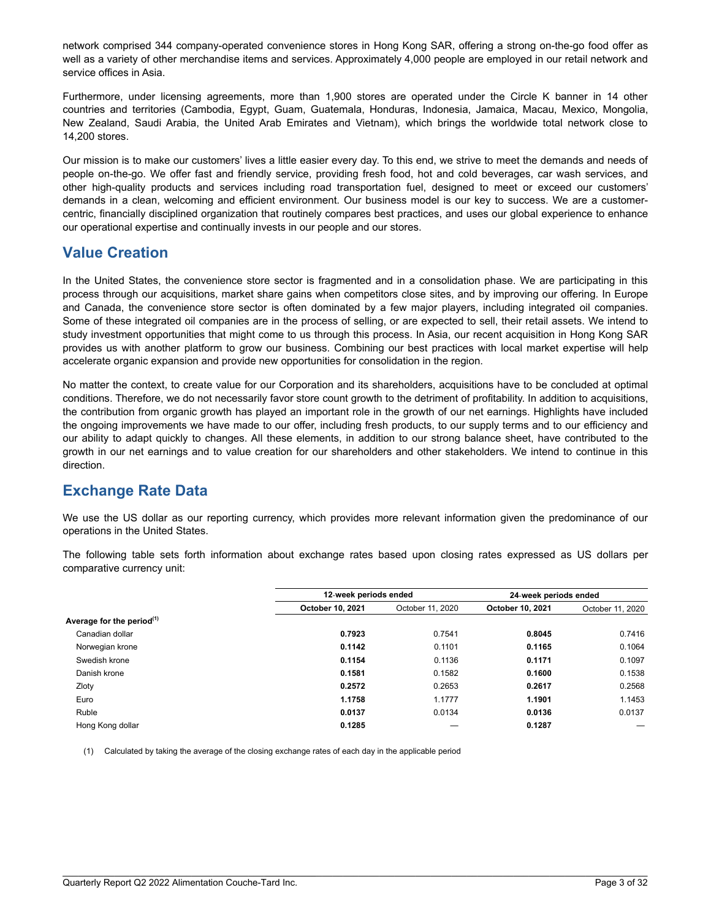network comprised 344 company-operated convenience stores in Hong Kong SAR, offering a strong on-the-go food offer as well as a variety of other merchandise items and services. Approximately 4,000 people are employed in our retail network and service offices in Asia.

Furthermore, under licensing agreements, more than 1,900 stores are operated under the Circle K banner in 14 other countries and territories (Cambodia, Egypt, Guam, Guatemala, Honduras, Indonesia, Jamaica, Macau, Mexico, Mongolia, New Zealand, Saudi Arabia, the United Arab Emirates and Vietnam), which brings the worldwide total network close to 14,200 stores.

Our mission is to make our customers' lives a little easier every day. To this end, we strive to meet the demands and needs of people on-the-go. We offer fast and friendly service, providing fresh food, hot and cold beverages, car wash services, and other high-quality products and services including road transportation fuel, designed to meet or exceed our customers' demands in a clean, welcoming and efficient environment. Our business model is our key to success. We are a customer-centric, financially disciplined organization that routinely compares best practices, and uses our global experience to enhance our operational expertise and continually invests in our people and our stores.

## Value Creation

In the United States, the convenience store sector is fragmented and in a consolidation phase. We are participating in this process through our acquisitions, market share gains when competitors close sites, and by improving our offering. In Europe and Canada, the convenience store sector is often dominated by a few major players, including integrated oil companies. Some of these integrated oil companies are in the process of selling, or are expected to sell, their retail assets. We intend to study investment opportunities that might come to us through this process. In Asia, our recent acquisition in Hong Kong SAR provides us with another platform to grow our business. Combining our best practices with local market expertise will help accelerate organic expansion and provide new opportunities for consolidation in the region.

No matter the context, to create value for our Corporation and its shareholders, acquisitions have to be concluded at optimal conditions. Therefore, we do not necessarily favor store count growth to the detriment of profitability. In addition to acquisitions, the contribution from organic growth has played an important role in the growth of our net earnings. Highlights have included the ongoing improvements we have made to our offer, including fresh products, to our supply terms and to our efficiency and our ability to adapt quickly to changes. All these elements, in addition to our strong balance sheet, have contributed to the growth in our net earnings and to value creation for our shareholders and other stakeholders. We intend to continue in this direction.

## Exchange Rate Data

We use the US dollar as our reporting currency, which provides more relevant information given the predominance of our operations in the United States.

The following table sets forth information about exchange rates based upon closing rates expressed as US dollars per comparative currency unit:

| | 12-week periods ended | | 24-week periods ended | |
|---|---|---|---|---|
| | **October 10, 2021** | October 11, 2020 | **October 10, 2021** | October 11, 2020 |
| **Average for the period[(1)]** | | | | |
| Canadian dollar | **0.7923** | 0.7541 | **0.8045** | 0.7416 |
| Norwegian krone | **0.1142** | 0.1101 | **0.1165** | 0.1064 |
| Swedish krone | **0.1154** | 0.1136 | **0.1171** | 0.1097 |
| Danish krone | **0.1581** | 0.1582 | **0.1600** | 0.1538 |
| Zloty | **0.2572** | 0.2653 | **0.2617** | 0.2568 |
| Euro | **1.1758** | 1.1777 | **1.1901** | 1.1453 |
| Ruble | **0.0137** | 0.0134 | **0.0136** | 0.0137 |
| Hong Kong dollar | **0.1285** | — | **0.1287** | — |

(1) Calculated by taking the average of the closing exchange rates of each day in the applicable period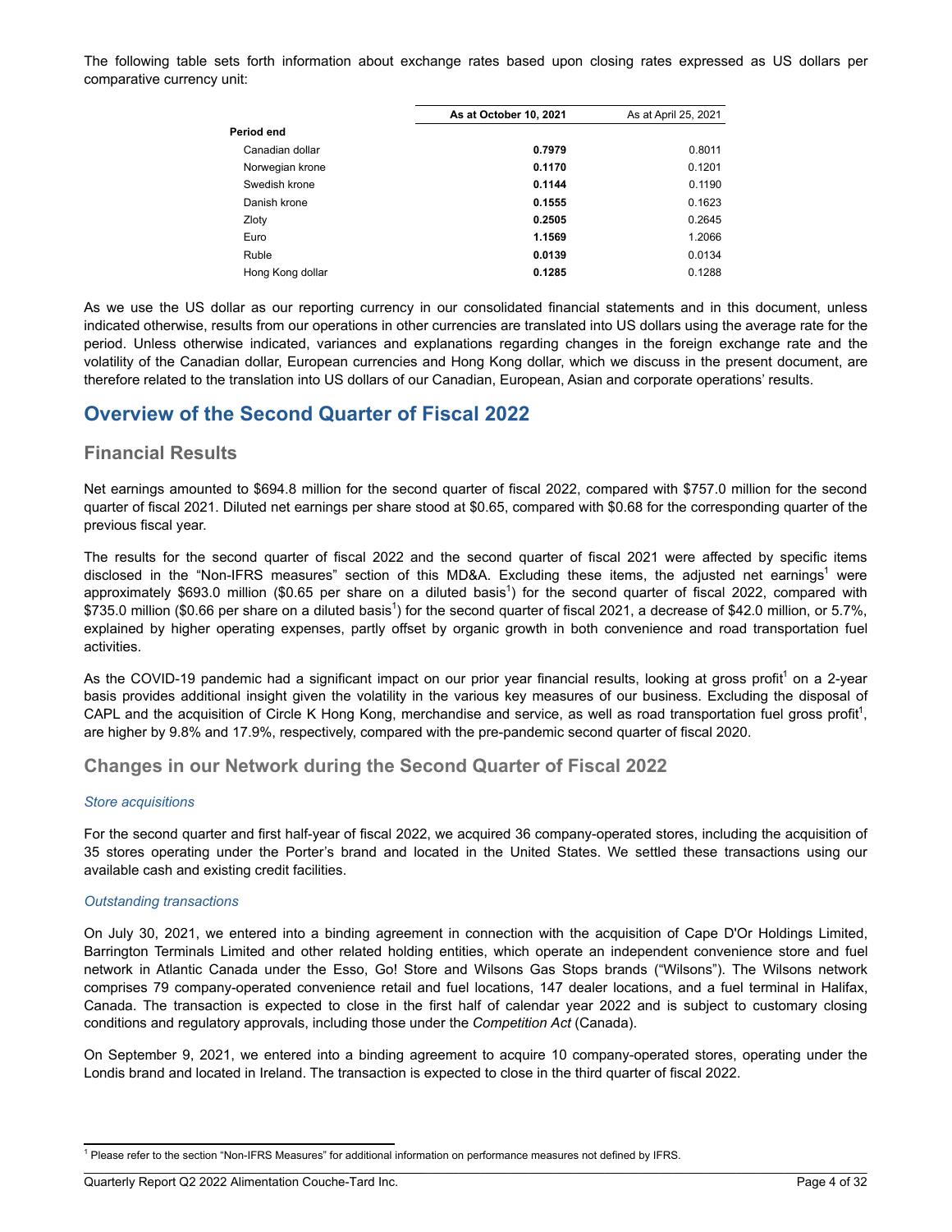The following table sets forth information about exchange rates based upon closing rates expressed as US dollars per comparative currency unit:

| | **As at October 10, 2021** | As at April 25, 2021 |
|---|---|---|
| **Period end** | | |
| Canadian dollar | **0.7979** | 0.8011 |
| Norwegian krone | **0.1170** | 0.1201 |
| Swedish krone | **0.1144** | 0.1190 |
| Danish krone | **0.1555** | 0.1623 |
| Zloty | **0.2505** | 0.2645 |
| Euro | **1.1569** | 1.2066 |
| Ruble | **0.0139** | 0.0134 |
| Hong Kong dollar | **0.1285** | 0.1288 |

As we use the US dollar as our reporting currency in our consolidated financial statements and in this document, unless indicated otherwise, results from our operations in other currencies are translated into US dollars using the average rate for the period. Unless otherwise indicated, variances and explanations regarding changes in the foreign exchange rate and the volatility of the Canadian dollar, European currencies and Hong Kong dollar, which we discuss in the present document, are therefore related to the translation into US dollars of our Canadian, European, Asian and corporate operations' results.

# Overview of the Second Quarter of Fiscal 2022

## Financial Results

Net earnings amounted to $694.8 million for the second quarter of fiscal 2022, compared with $757.0 million for the second quarter of fiscal 2021. Diluted net earnings per share stood at $0.65, compared with $0.68 for the corresponding quarter of the previous fiscal year.

The results for the second quarter of fiscal 2022 and the second quarter of fiscal 2021 were affected by specific items disclosed in the "Non-IFRS measures" section of this MD&A. Excluding these items, the adjusted net earnings[1] were approximately $693.0 million ($0.65 per share on a diluted basis[1]) for the second quarter of fiscal 2022, compared with $735.0 million ($0.66 per share on a diluted basis[1]) for the second quarter of fiscal 2021, a decrease of $42.0 million, or 5.7%, explained by higher operating expenses, partly offset by organic growth in both convenience and road transportation fuel activities.

As the COVID-19 pandemic had a significant impact on our prior year financial results, looking at gross profit[1] on a 2-year basis provides additional insight given the volatility in the various key measures of our business. Excluding the disposal of CAPL and the acquisition of Circle K Hong Kong, merchandise and service, as well as road transportation fuel gross profit[1], are higher by 9.8% and 17.9%, respectively, compared with the pre-pandemic second quarter of fiscal 2020.

## Changes in our Network during the Second Quarter of Fiscal 2022

*Store acquisitions*

For the second quarter and first half-year of fiscal 2022, we acquired 36 company-operated stores, including the acquisition of 35 stores operating under the Porter's brand and located in the United States. We settled these transactions using our available cash and existing credit facilities.

*Outstanding transactions*

On July 30, 2021, we entered into a binding agreement in connection with the acquisition of Cape D'Or Holdings Limited, Barrington Terminals Limited and other related holding entities, which operate an independent convenience store and fuel network in Atlantic Canada under the Esso, Go! Store and Wilsons Gas Stops brands ("Wilsons"). The Wilsons network comprises 79 company-operated convenience retail and fuel locations, 147 dealer locations, and a fuel terminal in Halifax, Canada. The transaction is expected to close in the first half of calendar year 2022 and is subject to customary closing conditions and regulatory approvals, including those under the *Competition Act* (Canada).

On September 9, 2021, we entered into a binding agreement to acquire 10 company-operated stores, operating under the Londis brand and located in Ireland. The transaction is expected to close in the third quarter of fiscal 2022.

[1] Please refer to the section "Non-IFRS Measures" for additional information on performance measures not defined by IFRS.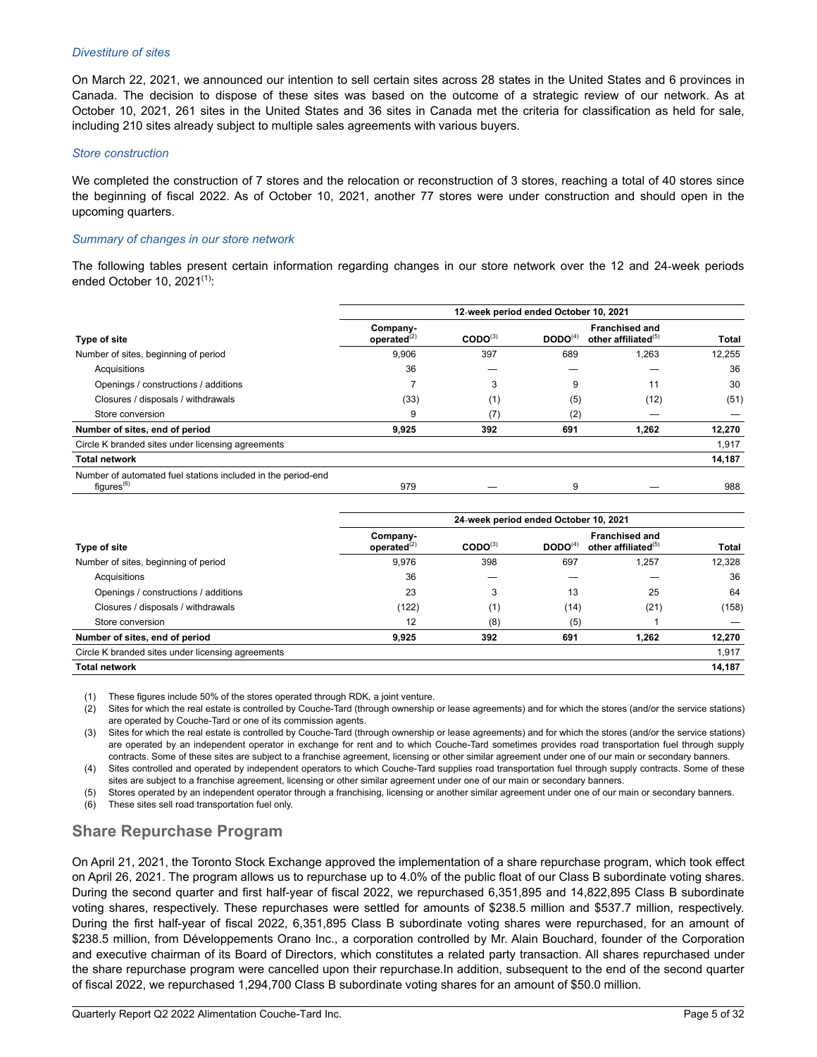*Divestiture of sites*

On March 22, 2021, we announced our intention to sell certain sites across 28 states in the United States and 6 provinces in Canada. The decision to dispose of these sites was based on the outcome of a strategic review of our network. As at October 10, 2021, 261 sites in the United States and 36 sites in Canada met the criteria for classification as held for sale, including 210 sites already subject to multiple sales agreements with various buyers.

*Store construction*

We completed the construction of 7 stores and the relocation or reconstruction of 3 stores, reaching a total of 40 stores since the beginning of fiscal 2022. As of October 10, 2021, another 77 stores were under construction and should open in the upcoming quarters.

*Summary of changes in our store network*

The following tables present certain information regarding changes in our store network over the 12 and 24-week periods ended October 10, 2021[1]:

| | 12-week period ended October 10, 2021 | | | | |
|---|---|---|---|---|---|
| **Type of site** | **Company-operated[2]** | **CODO[3]** | **DODO[4]** | **Franchised and other affiliated[5]** | **Total** |
| Number of sites, beginning of period | 9,906 | 397 | 689 | 1,263 | 12,255 |
| Acquisitions | 36 | — | — | — | 36 |
| Openings / constructions / additions | 7 | 3 | 9 | 11 | 30 |
| Closures / disposals / withdrawals | (33) | (1) | (5) | (12) | (51) |
| Store conversion | 9 | (7) | (2) | — | — |
| **Number of sites, end of period** | **9,925** | **392** | **691** | **1,262** | **12,270** |
| Circle K branded sites under licensing agreements | | | | | 1,917 |
| **Total network** | | | | | **14,187** |
| Number of automated fuel stations included in the period-end figures[6] | 979 | — | 9 | — | 988 |

| | 24-week period ended October 10, 2021 | | | | |
|---|---|---|---|---|---|
| **Type of site** | **Company-operated[2]** | **CODO[3]** | **DODO[4]** | **Franchised and other affiliated[5]** | **Total** |
| Number of sites, beginning of period | 9,976 | 398 | 697 | 1,257 | 12,328 |
| Acquisitions | 36 | — | — | — | 36 |
| Openings / constructions / additions | 23 | 3 | 13 | 25 | 64 |
| Closures / disposals / withdrawals | (122) | (1) | (14) | (21) | (158) |
| Store conversion | 12 | (8) | (5) | 1 | — |
| **Number of sites, end of period** | **9,925** | **392** | **691** | **1,262** | **12,270** |
| Circle K branded sites under licensing agreements | | | | | 1,917 |
| **Total network** | | | | | **14,187** |

(1) These figures include 50% of the stores operated through RDK, a joint venture.

(2) Sites for which the real estate is controlled by Couche-Tard (through ownership or lease agreements) and for which the stores (and/or the service stations) are operated by Couche-Tard or one of its commission agents.

(3) Sites for which the real estate is controlled by Couche-Tard (through ownership or lease agreements) and for which the stores (and/or the service stations) are operated by an independent operator in exchange for rent and to which Couche-Tard sometimes provides road transportation fuel through supply contracts. Some of these sites are subject to a franchise agreement, licensing or other similar agreement under one of our main or secondary banners.

(4) Sites controlled and operated by independent operators to which Couche-Tard supplies road transportation fuel through supply contracts. Some of these sites are subject to a franchise agreement, licensing or other similar agreement under one of our main or secondary banners.

(5) Stores operated by an independent operator through a franchising, licensing or another similar agreement under one of our main or secondary banners.

(6) These sites sell road transportation fuel only.

## Share Repurchase Program

On April 21, 2021, the Toronto Stock Exchange approved the implementation of a share repurchase program, which took effect on April 26, 2021. The program allows us to repurchase up to 4.0% of the public float of our Class B subordinate voting shares. During the second quarter and first half-year of fiscal 2022, we repurchased 6,351,895 and 14,822,895 Class B subordinate voting shares, respectively. These repurchases were settled for amounts of $238.5 million and $537.7 million, respectively. During the first half-year of fiscal 2022, 6,351,895 Class B subordinate voting shares were repurchased, for an amount of $238.5 million, from Développements Orano Inc., a corporation controlled by Mr. Alain Bouchard, founder of the Corporation and executive chairman of its Board of Directors, which constitutes a related party transaction. All shares repurchased under the share repurchase program were cancelled upon their repurchase.In addition, subsequent to the end of the second quarter of fiscal 2022, we repurchased 1,294,700 Class B subordinate voting shares for an amount of $50.0 million.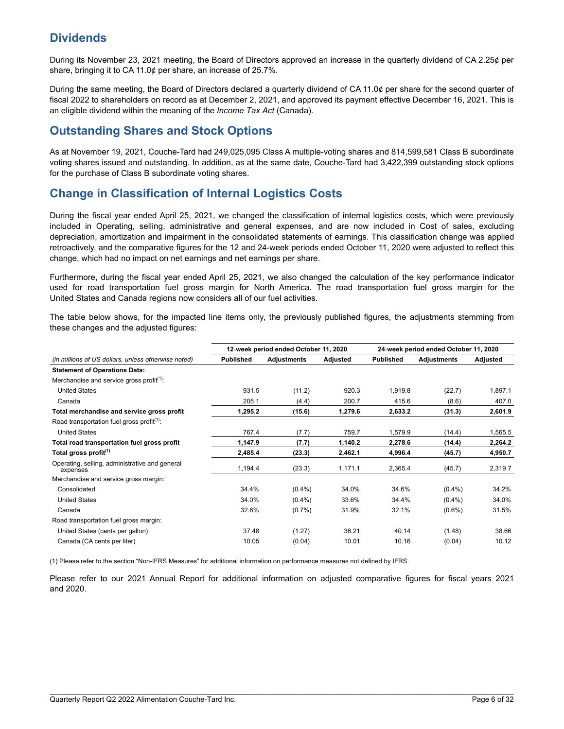## Dividends

During its November 23, 2021 meeting, the Board of Directors approved an increase in the quarterly dividend of CA 2.25¢ per share, bringing it to CA 11.0¢ per share, an increase of 25.7%.

During the same meeting, the Board of Directors declared a quarterly dividend of CA 11.0¢ per share for the second quarter of fiscal 2022 to shareholders on record as at December 2, 2021, and approved its payment effective December 16, 2021. This is an eligible dividend within the meaning of the *Income Tax Act* (Canada).

## Outstanding Shares and Stock Options

As at November 19, 2021, Couche-Tard had 249,025,095 Class A multiple-voting shares and 814,599,581 Class B subordinate voting shares issued and outstanding. In addition, as at the same date, Couche-Tard had 3,422,399 outstanding stock options for the purchase of Class B subordinate voting shares.

## Change in Classification of Internal Logistics Costs

During the fiscal year ended April 25, 2021, we changed the classification of internal logistics costs, which were previously included in Operating, selling, administrative and general expenses, and are now included in Cost of sales, excluding depreciation, amortization and impairment in the consolidated statements of earnings. This classification change was applied retroactively, and the comparative figures for the 12 and 24-week periods ended October 11, 2020 were adjusted to reflect this change, which had no impact on net earnings and net earnings per share.

Furthermore, during the fiscal year ended April 25, 2021, we also changed the calculation of the key performance indicator used for road transportation fuel gross margin for North America. The road transportation fuel gross margin for the United States and Canada regions now considers all of our fuel activities.

The table below shows, for the impacted line items only, the previously published figures, the adjustments stemming from these changes and the adjusted figures:

| | 12-week period ended October 11, 2020 | | | 24-week period ended October 11, 2020 | | |
|---|---|---|---|---|---|---|
| *(in millions of US dollars, unless otherwise noted)* | **Published** | **Adjustments** | **Adjusted** | **Published** | **Adjustments** | **Adjusted** |
| **Statement of Operations Data:** | | | | | | |
| Merchandise and service gross profit[1]: | | | | | | |
| United States | 931.5 | (11.2) | 920.3 | 1,919.8 | (22.7) | 1,897.1 |
| Canada | 205.1 | (4.4) | 200.7 | 415.6 | (8.6) | 407.0 |
| **Total merchandise and service gross profit** | **1,295.2** | **(15.6)** | **1,279.6** | **2,633.2** | **(31.3)** | **2,601.9** |
| Road transportation fuel gross profit[1]: | | | | | | |
| United States | 767.4 | (7.7) | 759.7 | 1,579.9 | (14.4) | 1,565.5 |
| **Total road transportation fuel gross profit** | **1,147.9** | **(7.7)** | **1,140.2** | **2,278.6** | **(14.4)** | **2,264.2** |
| **Total gross profit[1]** | **2,485.4** | **(23.3)** | **2,462.1** | **4,996.4** | **(45.7)** | **4,950.7** |
| Operating, selling, administrative and general expenses | 1,194.4 | (23.3) | 1,171.1 | 2,365.4 | (45.7) | 2,319.7 |
| Merchandise and service gross margin: | | | | | | |
| Consolidated | 34.4% | (0.4%) | 34.0% | 34.6% | (0.4%) | 34.2% |
| United States | 34.0% | (0.4%) | 33.6% | 34.4% | (0.4%) | 34.0% |
| Canada | 32.6% | (0.7%) | 31.9% | 32.1% | (0.6%) | 31.5% |
| Road transportation fuel gross margin: | | | | | | |
| United States (cents per gallon) | 37.48 | (1.27) | 36.21 | 40.14 | (1.48) | 38.66 |
| Canada (CA cents per liter) | 10.05 | (0.04) | 10.01 | 10.16 | (0.04) | 10.12 |

(1) Please refer to the section "Non-IFRS Measures" for additional information on performance measures not defined by IFRS.

Please refer to our 2021 Annual Report for additional information on adjusted comparative figures for fiscal years 2021 and 2020.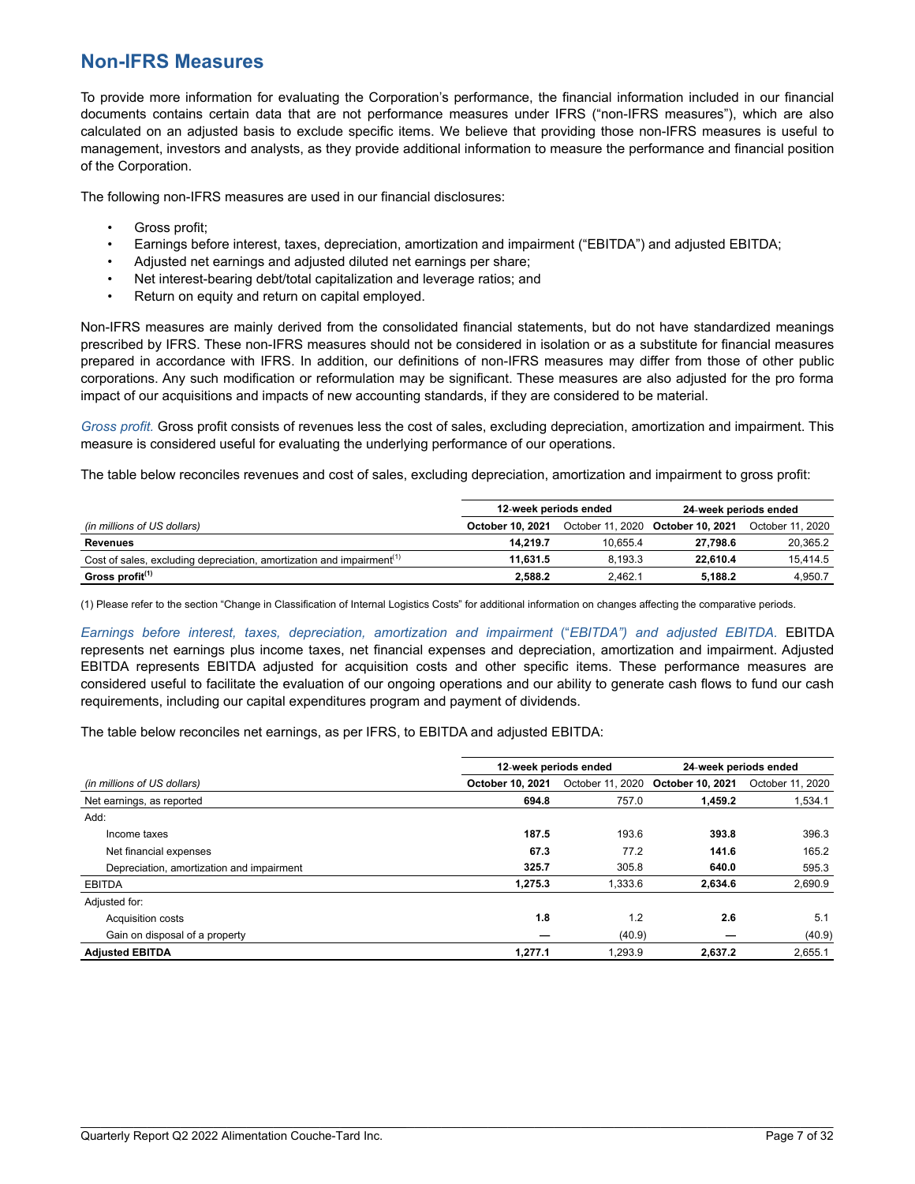## Non-IFRS Measures

To provide more information for evaluating the Corporation's performance, the financial information included in our financial documents contains certain data that are not performance measures under IFRS ("non-IFRS measures"), which are also calculated on an adjusted basis to exclude specific items. We believe that providing those non-IFRS measures is useful to management, investors and analysts, as they provide additional information to measure the performance and financial position of the Corporation.

The following non-IFRS measures are used in our financial disclosures:

- Gross profit;
- Earnings before interest, taxes, depreciation, amortization and impairment ("EBITDA") and adjusted EBITDA;
- Adjusted net earnings and adjusted diluted net earnings per share;
- Net interest-bearing debt/total capitalization and leverage ratios; and
- Return on equity and return on capital employed.

Non-IFRS measures are mainly derived from the consolidated financial statements, but do not have standardized meanings prescribed by IFRS. These non-IFRS measures should not be considered in isolation or as a substitute for financial measures prepared in accordance with IFRS. In addition, our definitions of non-IFRS measures may differ from those of other public corporations. Any such modification or reformulation may be significant. These measures are also adjusted for the pro forma impact of our acquisitions and impacts of new accounting standards, if they are considered to be material.

*Gross profit.* Gross profit consists of revenues less the cost of sales, excluding depreciation, amortization and impairment. This measure is considered useful for evaluating the underlying performance of our operations.

The table below reconciles revenues and cost of sales, excluding depreciation, amortization and impairment to gross profit:

| | 12-week periods ended | | 24-week periods ended | |
|---|---|---|---|---|
| *(in millions of US dollars)* | **October 10, 2021** | October 11, 2020 | **October 10, 2021** | October 11, 2020 |
| **Revenues** | **14,219.7** | 10,655.4 | **27,798.6** | 20,365.2 |
| Cost of sales, excluding depreciation, amortization and impairment[1] | **11,631.5** | 8,193.3 | **22,610.4** | 15,414.5 |
| **Gross profit[1]** | **2,588.2** | 2,462.1 | **5,188.2** | 4,950.7 |

(1) Please refer to the section "Change in Classification of Internal Logistics Costs" for additional information on changes affecting the comparative periods.

*Earnings before interest, taxes, depreciation, amortization and impairment ("EBITDA") and adjusted EBITDA.* EBITDA represents net earnings plus income taxes, net financial expenses and depreciation, amortization and impairment. Adjusted EBITDA represents EBITDA adjusted for acquisition costs and other specific items. These performance measures are considered useful to facilitate the evaluation of our ongoing operations and our ability to generate cash flows to fund our cash requirements, including our capital expenditures program and payment of dividends.

The table below reconciles net earnings, as per IFRS, to EBITDA and adjusted EBITDA:

| | 12-week periods ended | | 24-week periods ended | |
|---|---|---|---|---|
| *(in millions of US dollars)* | **October 10, 2021** | October 11, 2020 | **October 10, 2021** | October 11, 2020 |
| Net earnings, as reported | **694.8** | 757.0 | **1,459.2** | 1,534.1 |
| Add: | | | | |
| Income taxes | **187.5** | 193.6 | **393.8** | 396.3 |
| Net financial expenses | **67.3** | 77.2 | **141.6** | 165.2 |
| Depreciation, amortization and impairment | **325.7** | 305.8 | **640.0** | 595.3 |
| EBITDA | **1,275.3** | 1,333.6 | **2,634.6** | 2,690.9 |
| Adjusted for: | | | | |
| Acquisition costs | **1.8** | 1.2 | **2.6** | 5.1 |
| Gain on disposal of a property | **—** | (40.9) | **—** | (40.9) |
| **Adjusted EBITDA** | **1,277.1** | 1,293.9 | **2,637.2** | 2,655.1 |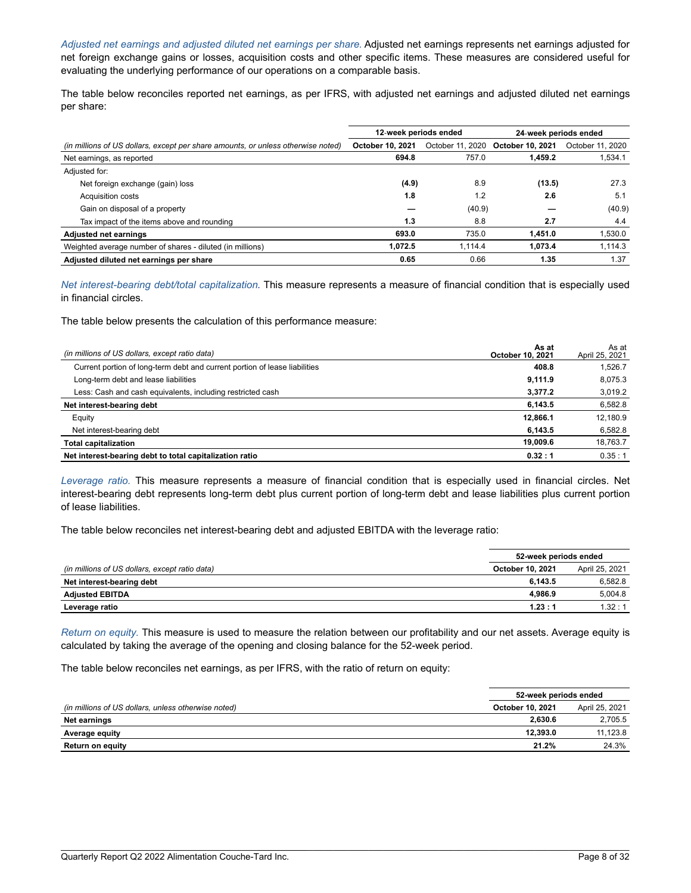*Adjusted net earnings and adjusted diluted net earnings per share.* Adjusted net earnings represents net earnings adjusted for net foreign exchange gains or losses, acquisition costs and other specific items. These measures are considered useful for evaluating the underlying performance of our operations on a comparable basis.

The table below reconciles reported net earnings, as per IFRS, with adjusted net earnings and adjusted diluted net earnings per share:

| | 12-week periods ended | | 24-week periods ended | |
|---|---|---|---|---|
| *(in millions of US dollars, except per share amounts, or unless otherwise noted)* | **October 10, 2021** | October 11, 2020 | **October 10, 2021** | October 11, 2020 |
| Net earnings, as reported | **694.8** | 757.0 | **1,459.2** | 1,534.1 |
| Adjusted for: | | | | |
| Net foreign exchange (gain) loss | **(4.9)** | 8.9 | **(13.5)** | 27.3 |
| Acquisition costs | **1.8** | 1.2 | **2.6** | 5.1 |
| Gain on disposal of a property | **—** | (40.9) | **—** | (40.9) |
| Tax impact of the items above and rounding | **1.3** | 8.8 | **2.7** | 4.4 |
| **Adjusted net earnings** | **693.0** | 735.0 | **1,451.0** | 1,530.0 |
| Weighted average number of shares - diluted (in millions) | **1,072.5** | 1,114.4 | **1,073.4** | 1,114.3 |
| **Adjusted diluted net earnings per share** | **0.65** | 0.66 | **1.35** | 1.37 |

*Net interest-bearing debt/total capitalization.* This measure represents a measure of financial condition that is especially used in financial circles.

The table below presents the calculation of this performance measure:

| *(in millions of US dollars, except ratio data)* | **As at October 10, 2021** | As at April 25, 2021 |
|---|---|---|
| Current portion of long-term debt and current portion of lease liabilities | **408.8** | 1,526.7 |
| Long-term debt and lease liabilities | **9,111.9** | 8,075.3 |
| Less: Cash and cash equivalents, including restricted cash | **3,377.2** | 3,019.2 |
| **Net interest-bearing debt** | **6,143.5** | 6,582.8 |
| Equity | **12,866.1** | 12,180.9 |
| Net interest-bearing debt | **6,143.5** | 6,582.8 |
| **Total capitalization** | **19,009.6** | 18,763.7 |
| **Net interest-bearing debt to total capitalization ratio** | **0.32 : 1** | 0.35 : 1 |

*Leverage ratio.* This measure represents a measure of financial condition that is especially used in financial circles. Net interest-bearing debt represents long-term debt plus current portion of long-term debt and lease liabilities plus current portion of lease liabilities.

The table below reconciles net interest-bearing debt and adjusted EBITDA with the leverage ratio:

| | 52-week periods ended | |
|---|---|---|
| *(in millions of US dollars, except ratio data)* | **October 10, 2021** | April 25, 2021 |
| **Net interest-bearing debt** | **6,143.5** | 6,582.8 |
| **Adjusted EBITDA** | **4,986.9** | 5,004.8 |
| **Leverage ratio** | **1.23 : 1** | 1.32 : 1 |

*Return on equity.* This measure is used to measure the relation between our profitability and our net assets. Average equity is calculated by taking the average of the opening and closing balance for the 52-week period.

The table below reconciles net earnings, as per IFRS, with the ratio of return on equity:

| | 52-week periods ended | |
|---|---|---|
| *(in millions of US dollars, unless otherwise noted)* | **October 10, 2021** | April 25, 2021 |
| **Net earnings** | **2,630.6** | 2,705.5 |
| **Average equity** | **12,393.0** | 11,123.8 |
| **Return on equity** | **21.2%** | 24.3% |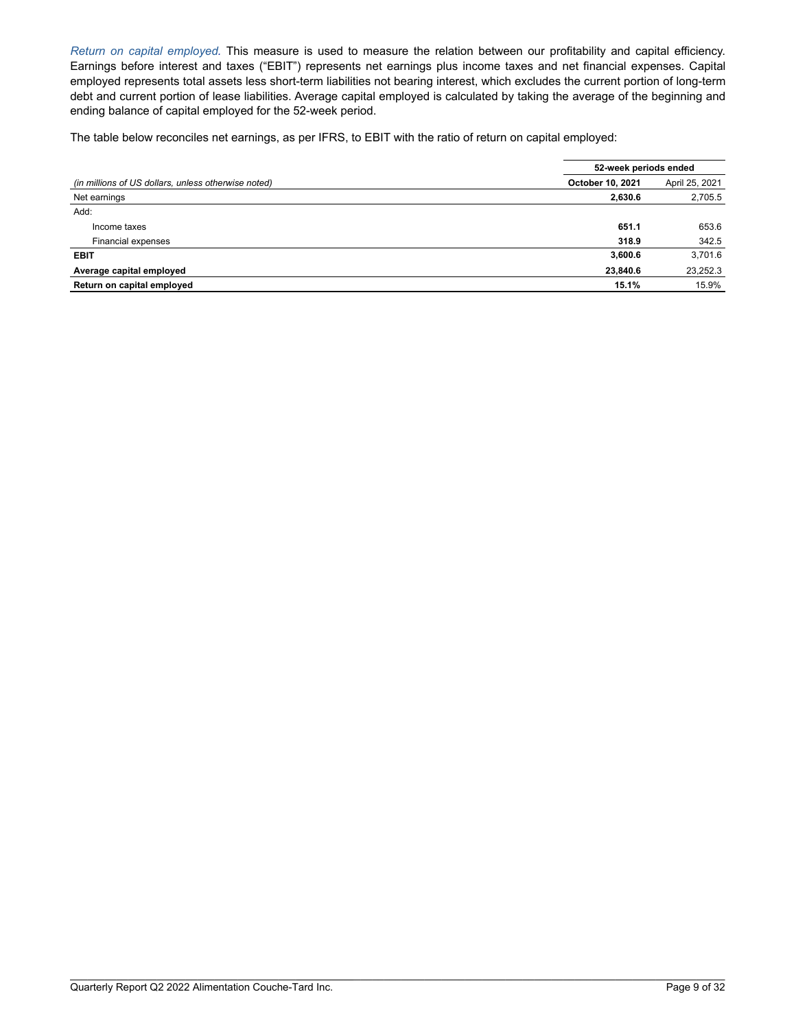*Return on capital employed.* This measure is used to measure the relation between our profitability and capital efficiency. Earnings before interest and taxes ("EBIT") represents net earnings plus income taxes and net financial expenses. Capital employed represents total assets less short-term liabilities not bearing interest, which excludes the current portion of long-term debt and current portion of lease liabilities. Average capital employed is calculated by taking the average of the beginning and ending balance of capital employed for the 52-week period.

The table below reconciles net earnings, as per IFRS, to EBIT with the ratio of return on capital employed:

| | 52-week periods ended | |
|---|---|---|
| *(in millions of US dollars, unless otherwise noted)* | **October 10, 2021** | April 25, 2021 |
| Net earnings | **2,630.6** | 2,705.5 |
| Add: | | |
| Income taxes | **651.1** | 653.6 |
| Financial expenses | **318.9** | 342.5 |
| **EBIT** | **3,600.6** | 3,701.6 |
| **Average capital employed** | **23,840.6** | 23,252.3 |
| **Return on capital employed** | **15.1%** | 15.9% |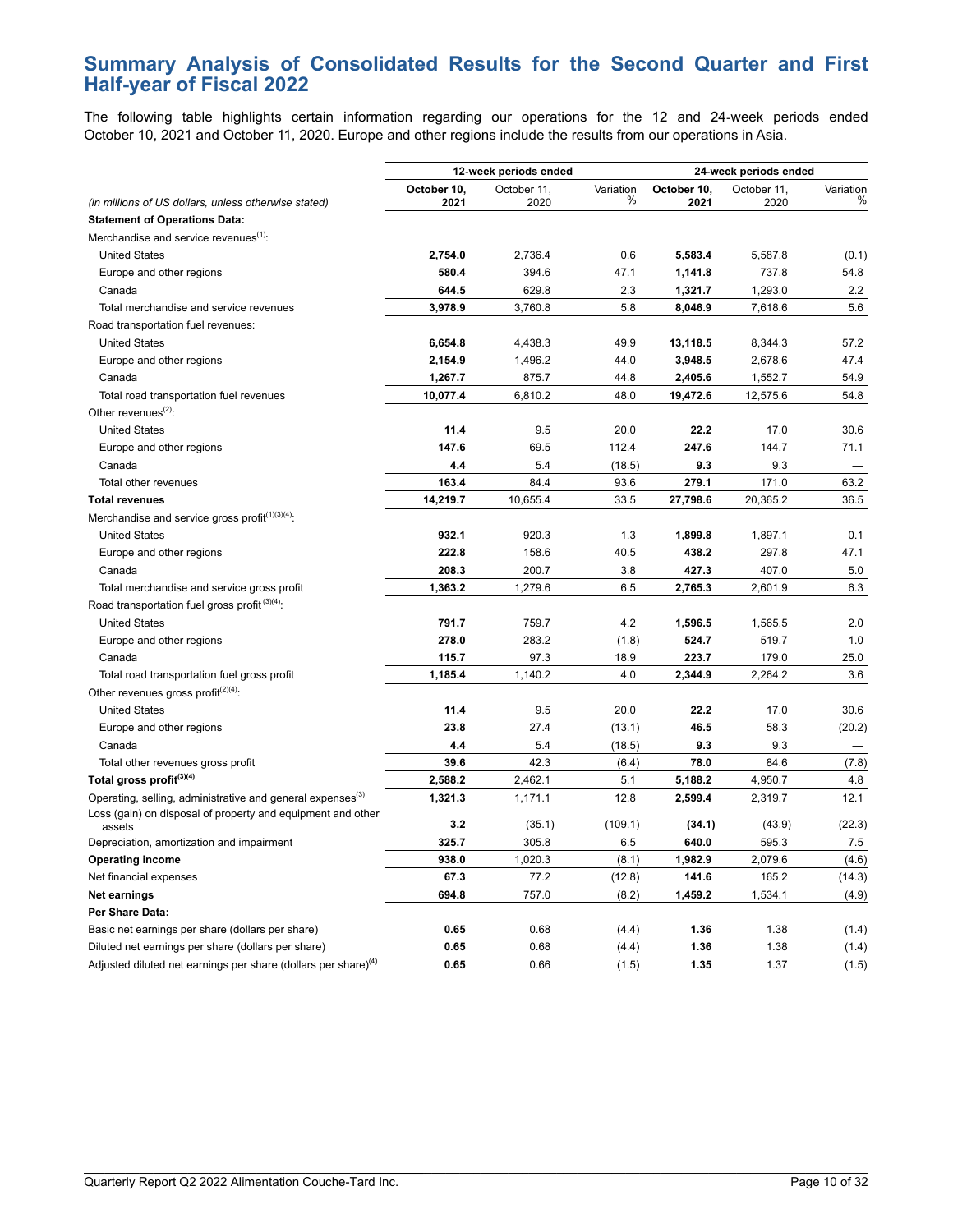## Summary Analysis of Consolidated Results for the Second Quarter and First Half-year of Fiscal 2022

The following table highlights certain information regarding our operations for the 12 and 24-week periods ended October 10, 2021 and October 11, 2020. Europe and other regions include the results from our operations in Asia.

| | 12-week periods ended | | | 24-week periods ended | | |
|---|---|---|---|---|---|---|
| *(in millions of US dollars, unless otherwise stated)* | **October 10, 2021** | October 11, 2020 | Variation % | **October 10, 2021** | October 11, 2020 | Variation % |
| **Statement of Operations Data:** | | | | | | |
| Merchandise and service revenues[1]: | | | | | | |
| United States | **2,754.0** | 2,736.4 | 0.6 | **5,583.4** | 5,587.8 | (0.1) |
| Europe and other regions | **580.4** | 394.6 | 47.1 | **1,141.8** | 737.8 | 54.8 |
| Canada | **644.5** | 629.8 | 2.3 | **1,321.7** | 1,293.0 | 2.2 |
| Total merchandise and service revenues | **3,978.9** | 3,760.8 | 5.8 | **8,046.9** | 7,618.6 | 5.6 |
| Road transportation fuel revenues: | | | | | | |
| United States | **6,654.8** | 4,438.3 | 49.9 | **13,118.5** | 8,344.3 | 57.2 |
| Europe and other regions | **2,154.9** | 1,496.2 | 44.0 | **3,948.5** | 2,678.6 | 47.4 |
| Canada | **1,267.7** | 875.7 | 44.8 | **2,405.6** | 1,552.7 | 54.9 |
| Total road transportation fuel revenues | **10,077.4** | 6,810.2 | 48.0 | **19,472.6** | 12,575.6 | 54.8 |
| Other revenues[2]: | | | | | | |
| United States | **11.4** | 9.5 | 20.0 | **22.2** | 17.0 | 30.6 |
| Europe and other regions | **147.6** | 69.5 | 112.4 | **247.6** | 144.7 | 71.1 |
| Canada | **4.4** | 5.4 | (18.5) | **9.3** | 9.3 | — |
| Total other revenues | **163.4** | 84.4 | 93.6 | **279.1** | 171.0 | 63.2 |
| **Total revenues** | **14,219.7** | 10,655.4 | 33.5 | **27,798.6** | 20,365.2 | 36.5 |
| Merchandise and service gross profit[1][3][4]: | | | | | | |
| United States | **932.1** | 920.3 | 1.3 | **1,899.8** | 1,897.1 | 0.1 |
| Europe and other regions | **222.8** | 158.6 | 40.5 | **438.2** | 297.8 | 47.1 |
| Canada | **208.3** | 200.7 | 3.8 | **427.3** | 407.0 | 5.0 |
| Total merchandise and service gross profit | **1,363.2** | 1,279.6 | 6.5 | **2,765.3** | 2,601.9 | 6.3 |
| Road transportation fuel gross profit[3][4]: | | | | | | |
| United States | **791.7** | 759.7 | 4.2 | **1,596.5** | 1,565.5 | 2.0 |
| Europe and other regions | **278.0** | 283.2 | (1.8) | **524.7** | 519.7 | 1.0 |
| Canada | **115.7** | 97.3 | 18.9 | **223.7** | 179.0 | 25.0 |
| Total road transportation fuel gross profit | **1,185.4** | 1,140.2 | 4.0 | **2,344.9** | 2,264.2 | 3.6 |
| Other revenues gross profit[2][4]: | | | | | | |
| United States | **11.4** | 9.5 | 20.0 | **22.2** | 17.0 | 30.6 |
| Europe and other regions | **23.8** | 27.4 | (13.1) | **46.5** | 58.3 | (20.2) |
| Canada | **4.4** | 5.4 | (18.5) | **9.3** | 9.3 | — |
| Total other revenues gross profit | **39.6** | 42.3 | (6.4) | **78.0** | 84.6 | (7.8) |
| **Total gross profit[3][4]** | **2,588.2** | 2,462.1 | 5.1 | **5,188.2** | 4,950.7 | 4.8 |
| Operating, selling, administrative and general expenses[3] | **1,321.3** | 1,171.1 | 12.8 | **2,599.4** | 2,319.7 | 12.1 |
| Loss (gain) on disposal of property and equipment and other assets | **3.2** | (35.1) | (109.1) | **(34.1)** | (43.9) | (22.3) |
| Depreciation, amortization and impairment | **325.7** | 305.8 | 6.5 | **640.0** | 595.3 | 7.5 |
| **Operating income** | **938.0** | 1,020.3 | (8.1) | **1,982.9** | 2,079.6 | (4.6) |
| Net financial expenses | **67.3** | 77.2 | (12.8) | **141.6** | 165.2 | (14.3) |
| **Net earnings** | **694.8** | 757.0 | (8.2) | **1,459.2** | 1,534.1 | (4.9) |
| **Per Share Data:** | | | | | | |
| Basic net earnings per share (dollars per share) | **0.65** | 0.68 | (4.4) | **1.36** | 1.38 | (1.4) |
| Diluted net earnings per share (dollars per share) | **0.65** | 0.68 | (4.4) | **1.36** | 1.38 | (1.4) |
| Adjusted diluted net earnings per share (dollars per share)[4] | **0.65** | 0.66 | (1.5) | **1.35** | 1.37 | (1.5) |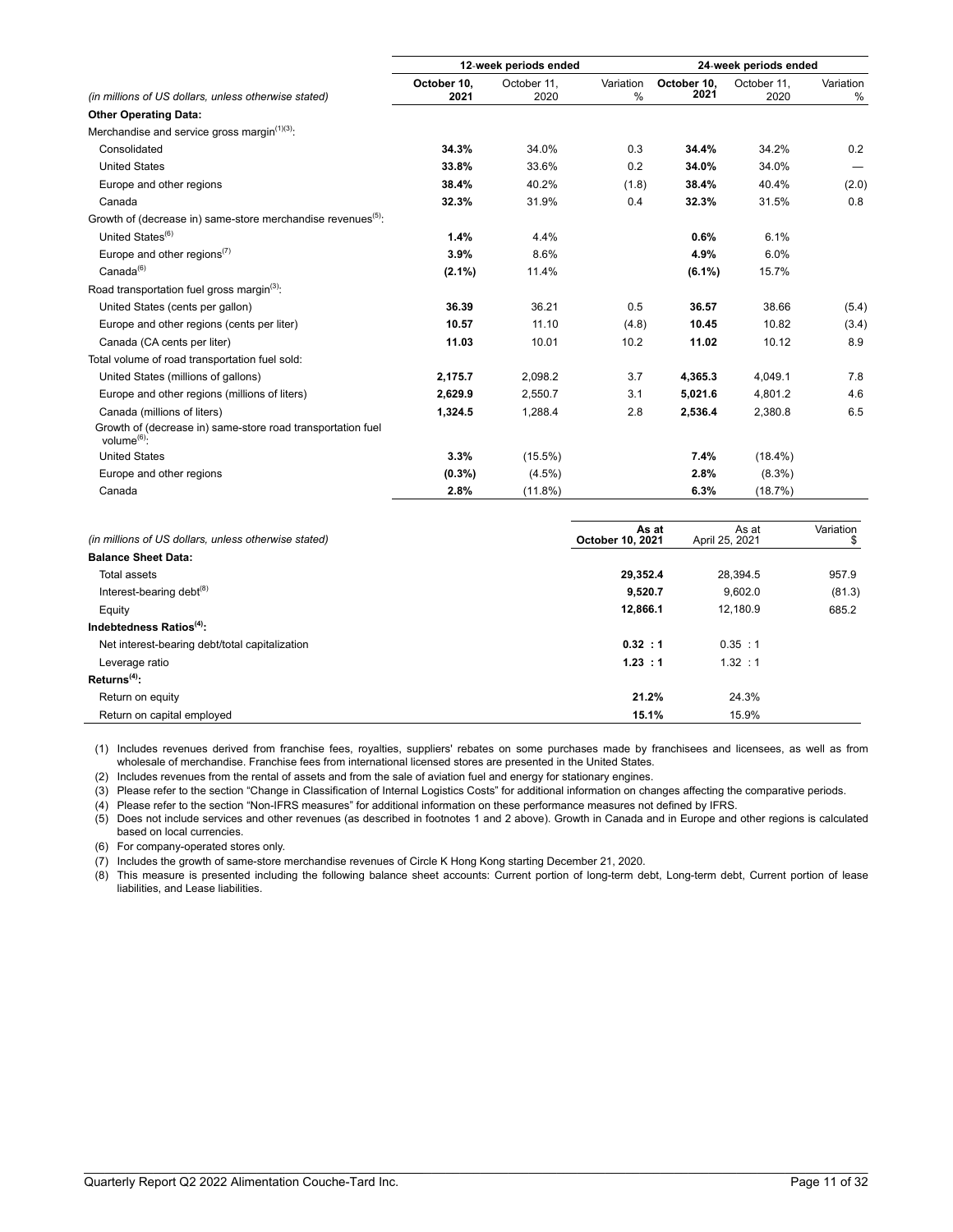| (in millions of US dollars, unless otherwise stated) | 12-week periods ended | | | 24-week periods ended | | |
|---|---|---|---|---|---|---|
| | **October 10, 2021** | October 11, 2020 | Variation % | **October 10, 2021** | October 11, 2020 | Variation % |
| **Other Operating Data:** | | | | | | |
| Merchandise and service gross margin[(1)(3)]: | | | | | | |
| Consolidated | **34.3%** | 34.0% | 0.3 | **34.4%** | 34.2% | 0.2 |
| United States | **33.8%** | 33.6% | 0.2 | **34.0%** | 34.0% | — |
| Europe and other regions | **38.4%** | 40.2% | (1.8) | **38.4%** | 40.4% | (2.0) |
| Canada | **32.3%** | 31.9% | 0.4 | **32.3%** | 31.5% | 0.8 |
| Growth of (decrease in) same-store merchandise revenues[(5)]: | | | | | | |
| United States[(6)] | **1.4%** | 4.4% | | **0.6%** | 6.1% | |
| Europe and other regions[(7)] | **3.9%** | 8.6% | | **4.9%** | 6.0% | |
| Canada[(6)] | **(2.1%)** | 11.4% | | **(6.1%)** | 15.7% | |
| Road transportation fuel gross margin[(3)]: | | | | | | |
| United States (cents per gallon) | **36.39** | 36.21 | 0.5 | **36.57** | 38.66 | (5.4) |
| Europe and other regions (cents per liter) | **10.57** | 11.10 | (4.8) | **10.45** | 10.82 | (3.4) |
| Canada (CA cents per liter) | **11.03** | 10.01 | 10.2 | **11.02** | 10.12 | 8.9 |
| Total volume of road transportation fuel sold: | | | | | | |
| United States (millions of gallons) | **2,175.7** | 2,098.2 | 3.7 | **4,365.3** | 4,049.1 | 7.8 |
| Europe and other regions (millions of liters) | **2,629.9** | 2,550.7 | 3.1 | **5,021.6** | 4,801.2 | 4.6 |
| Canada (millions of liters) | **1,324.5** | 1,288.4 | 2.8 | **2,536.4** | 2,380.8 | 6.5 |
| Growth of (decrease in) same-store road transportation fuel volume[(6)]: | | | | | | |
| United States | **3.3%** | (15.5%) | | **7.4%** | (18.4%) | |
| Europe and other regions | **(0.3%)** | (4.5%) | | **2.8%** | (8.3%) | |
| Canada | **2.8%** | (11.8%) | | **6.3%** | (18.7%) | |

| (in millions of US dollars, unless otherwise stated) | **As at October 10, 2021** | As at April 25, 2021 | Variation $ |
|---|---|---|---|
| **Balance Sheet Data:** | | | |
| Total assets | **29,352.4** | 28,394.5 | 957.9 |
| Interest-bearing debt[(8)] | **9,520.7** | 9,602.0 | (81.3) |
| Equity | **12,866.1** | 12,180.9 | 685.2 |
| **Indebtedness Ratios[(4)]:** | | | |
| Net interest-bearing debt/total capitalization | **0.32 : 1** | 0.35 : 1 | |
| Leverage ratio | **1.23 : 1** | 1.32 : 1 | |
| **Returns[(4)]:** | | | |
| Return on equity | **21.2%** | 24.3% | |
| Return on capital employed | **15.1%** | 15.9% | |

(1) Includes revenues derived from franchise fees, royalties, suppliers' rebates on some purchases made by franchisees and licensees, as well as from wholesale of merchandise. Franchise fees from international licensed stores are presented in the United States.

(2) Includes revenues from the rental of assets and from the sale of aviation fuel and energy for stationary engines.

(3) Please refer to the section "Change in Classification of Internal Logistics Costs" for additional information on changes affecting the comparative periods.

(4) Please refer to the section "Non-IFRS measures" for additional information on these performance measures not defined by IFRS.

(5) Does not include services and other revenues (as described in footnotes 1 and 2 above). Growth in Canada and in Europe and other regions is calculated based on local currencies.

(6) For company-operated stores only.

(7) Includes the growth of same-store merchandise revenues of Circle K Hong Kong starting December 21, 2020.

(8) This measure is presented including the following balance sheet accounts: Current portion of long-term debt, Long-term debt, Current portion of lease liabilities, and Lease liabilities.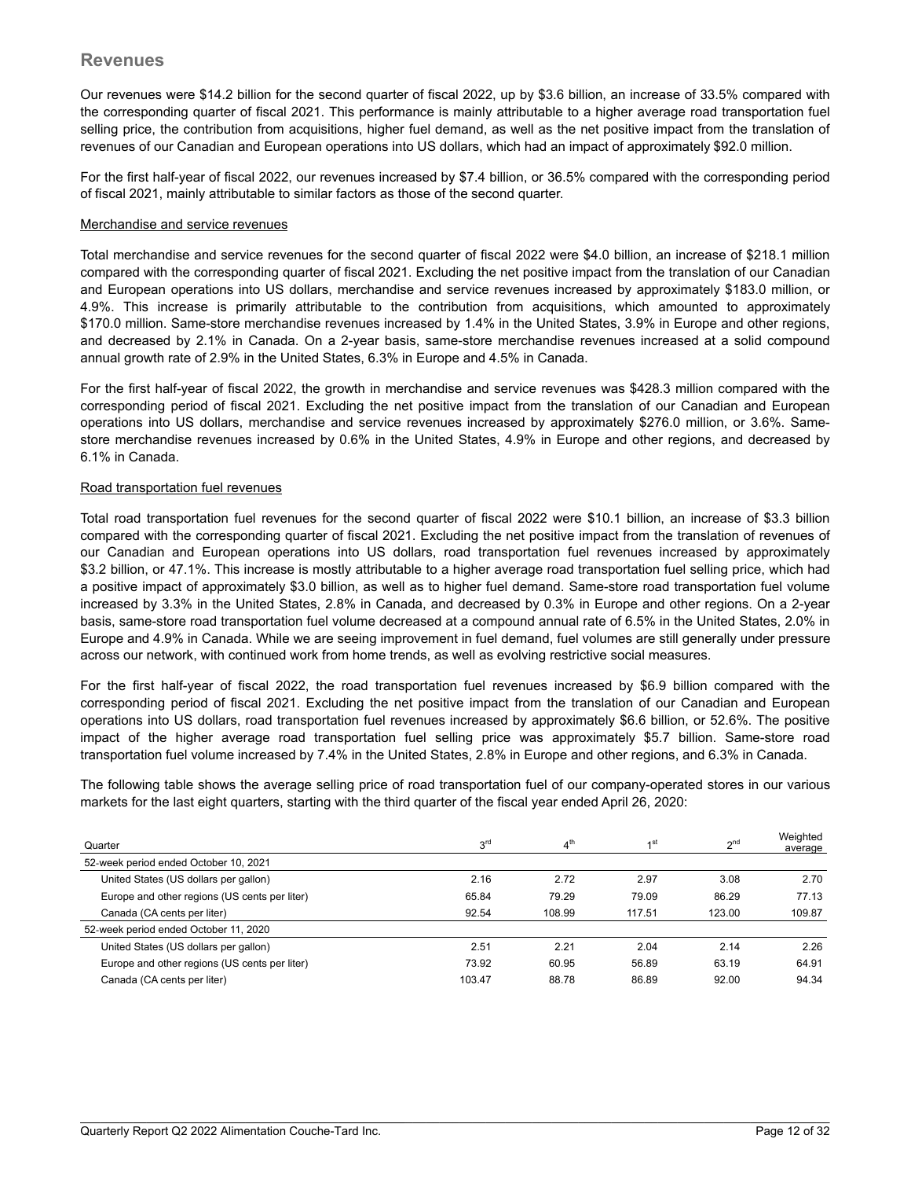## Revenues

Our revenues were $14.2 billion for the second quarter of fiscal 2022, up by $3.6 billion, an increase of 33.5% compared with the corresponding quarter of fiscal 2021. This performance is mainly attributable to a higher average road transportation fuel selling price, the contribution from acquisitions, higher fuel demand, as well as the net positive impact from the translation of revenues of our Canadian and European operations into US dollars, which had an impact of approximately $92.0 million.

For the first half-year of fiscal 2022, our revenues increased by $7.4 billion, or 36.5% compared with the corresponding period of fiscal 2021, mainly attributable to similar factors as those of the second quarter.

Merchandise and service revenues

Total merchandise and service revenues for the second quarter of fiscal 2022 were $4.0 billion, an increase of $218.1 million compared with the corresponding quarter of fiscal 2021. Excluding the net positive impact from the translation of our Canadian and European operations into US dollars, merchandise and service revenues increased by approximately $183.0 million, or 4.9%. This increase is primarily attributable to the contribution from acquisitions, which amounted to approximately $170.0 million. Same-store merchandise revenues increased by 1.4% in the United States, 3.9% in Europe and other regions, and decreased by 2.1% in Canada. On a 2-year basis, same-store merchandise revenues increased at a solid compound annual growth rate of 2.9% in the United States, 6.3% in Europe and 4.5% in Canada.

For the first half-year of fiscal 2022, the growth in merchandise and service revenues was $428.3 million compared with the corresponding period of fiscal 2021. Excluding the net positive impact from the translation of our Canadian and European operations into US dollars, merchandise and service revenues increased by approximately $276.0 million, or 3.6%. Same-store merchandise revenues increased by 0.6% in the United States, 4.9% in Europe and other regions, and decreased by 6.1% in Canada.

Road transportation fuel revenues

Total road transportation fuel revenues for the second quarter of fiscal 2022 were $10.1 billion, an increase of $3.3 billion compared with the corresponding quarter of fiscal 2021. Excluding the net positive impact from the translation of revenues of our Canadian and European operations into US dollars, road transportation fuel revenues increased by approximately $3.2 billion, or 47.1%. This increase is mostly attributable to a higher average road transportation fuel selling price, which had a positive impact of approximately $3.0 billion, as well as to higher fuel demand. Same-store road transportation fuel volume increased by 3.3% in the United States, 2.8% in Canada, and decreased by 0.3% in Europe and other regions. On a 2-year basis, same-store road transportation fuel volume decreased at a compound annual rate of 6.5% in the United States, 2.0% in Europe and 4.9% in Canada. While we are seeing improvement in fuel demand, fuel volumes are still generally under pressure across our network, with continued work from home trends, as well as evolving restrictive social measures.

For the first half-year of fiscal 2022, the road transportation fuel revenues increased by $6.9 billion compared with the corresponding period of fiscal 2021. Excluding the net positive impact from the translation of our Canadian and European operations into US dollars, road transportation fuel revenues increased by approximately $6.6 billion, or 52.6%. The positive impact of the higher average road transportation fuel selling price was approximately $5.7 billion. Same-store road transportation fuel volume increased by 7.4% in the United States, 2.8% in Europe and other regions, and 6.3% in Canada.

The following table shows the average selling price of road transportation fuel of our company-operated stores in our various markets for the last eight quarters, starting with the third quarter of the fiscal year ended April 26, 2020:

| Quarter | 3rd | 4th | 1st | 2nd | Weighted average |
|---|---|---|---|---|---|
| 52-week period ended October 10, 2021 | | | | | |
| United States (US dollars per gallon) | 2.16 | 2.72 | 2.97 | 3.08 | 2.70 |
| Europe and other regions (US cents per liter) | 65.84 | 79.29 | 79.09 | 86.29 | 77.13 |
| Canada (CA cents per liter) | 92.54 | 108.99 | 117.51 | 123.00 | 109.87 |
| 52-week period ended October 11, 2020 | | | | | |
| United States (US dollars per gallon) | 2.51 | 2.21 | 2.04 | 2.14 | 2.26 |
| Europe and other regions (US cents per liter) | 73.92 | 60.95 | 56.89 | 63.19 | 64.91 |
| Canada (CA cents per liter) | 103.47 | 88.78 | 86.89 | 92.00 | 94.34 |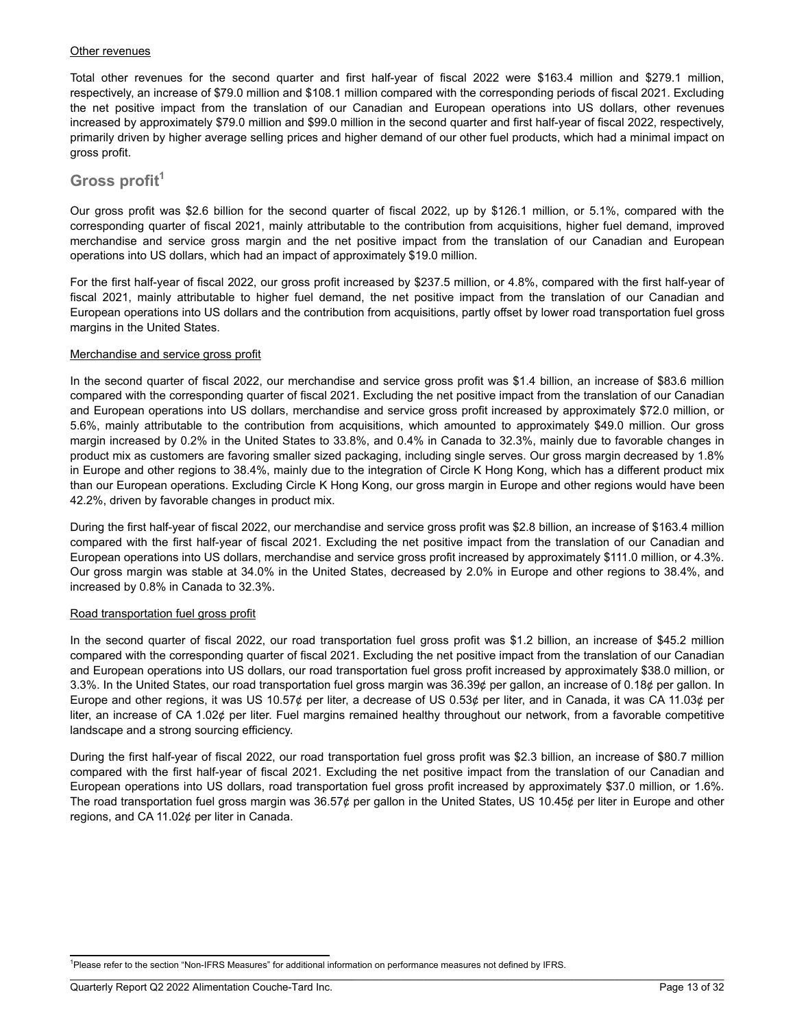Other revenues

Total other revenues for the second quarter and first half-year of fiscal 2022 were $163.4 million and $279.1 million, respectively, an increase of $79.0 million and $108.1 million compared with the corresponding periods of fiscal 2021. Excluding the net positive impact from the translation of our Canadian and European operations into US dollars, other revenues increased by approximately $79.0 million and $99.0 million in the second quarter and first half-year of fiscal 2022, respectively, primarily driven by higher average selling prices and higher demand of our other fuel products, which had a minimal impact on gross profit.

## Gross profit[1]

Our gross profit was $2.6 billion for the second quarter of fiscal 2022, up by $126.1 million, or 5.1%, compared with the corresponding quarter of fiscal 2021, mainly attributable to the contribution from acquisitions, higher fuel demand, improved merchandise and service gross margin and the net positive impact from the translation of our Canadian and European operations into US dollars, which had an impact of approximately $19.0 million.

For the first half-year of fiscal 2022, our gross profit increased by $237.5 million, or 4.8%, compared with the first half-year of fiscal 2021, mainly attributable to higher fuel demand, the net positive impact from the translation of our Canadian and European operations into US dollars and the contribution from acquisitions, partly offset by lower road transportation fuel gross margins in the United States.

Merchandise and service gross profit

In the second quarter of fiscal 2022, our merchandise and service gross profit was $1.4 billion, an increase of $83.6 million compared with the corresponding quarter of fiscal 2021. Excluding the net positive impact from the translation of our Canadian and European operations into US dollars, merchandise and service gross profit increased by approximately $72.0 million, or 5.6%, mainly attributable to the contribution from acquisitions, which amounted to approximately $49.0 million. Our gross margin increased by 0.2% in the United States to 33.8%, and 0.4% in Canada to 32.3%, mainly due to favorable changes in product mix as customers are favoring smaller sized packaging, including single serves. Our gross margin decreased by 1.8% in Europe and other regions to 38.4%, mainly due to the integration of Circle K Hong Kong, which has a different product mix than our European operations. Excluding Circle K Hong Kong, our gross margin in Europe and other regions would have been 42.2%, driven by favorable changes in product mix.

During the first half-year of fiscal 2022, our merchandise and service gross profit was $2.8 billion, an increase of $163.4 million compared with the first half-year of fiscal 2021. Excluding the net positive impact from the translation of our Canadian and European operations into US dollars, merchandise and service gross profit increased by approximately $111.0 million, or 4.3%. Our gross margin was stable at 34.0% in the United States, decreased by 2.0% in Europe and other regions to 38.4%, and increased by 0.8% in Canada to 32.3%.

Road transportation fuel gross profit

In the second quarter of fiscal 2022, our road transportation fuel gross profit was $1.2 billion, an increase of $45.2 million compared with the corresponding quarter of fiscal 2021. Excluding the net positive impact from the translation of our Canadian and European operations into US dollars, our road transportation fuel gross profit increased by approximately $38.0 million, or 3.3%. In the United States, our road transportation fuel gross margin was 36.39¢ per gallon, an increase of 0.18¢ per gallon. In Europe and other regions, it was US 10.57¢ per liter, a decrease of US 0.53¢ per liter, and in Canada, it was CA 11.03¢ per liter, an increase of CA 1.02¢ per liter. Fuel margins remained healthy throughout our network, from a favorable competitive landscape and a strong sourcing efficiency.

During the first half-year of fiscal 2022, our road transportation fuel gross profit was $2.3 billion, an increase of $80.7 million compared with the first half-year of fiscal 2021. Excluding the net positive impact from the translation of our Canadian and European operations into US dollars, road transportation fuel gross profit increased by approximately $37.0 million, or 1.6%. The road transportation fuel gross margin was 36.57¢ per gallon in the United States, US 10.45¢ per liter in Europe and other regions, and CA 11.02¢ per liter in Canada.

[1]Please refer to the section “Non-IFRS Measures” for additional information on performance measures not defined by IFRS.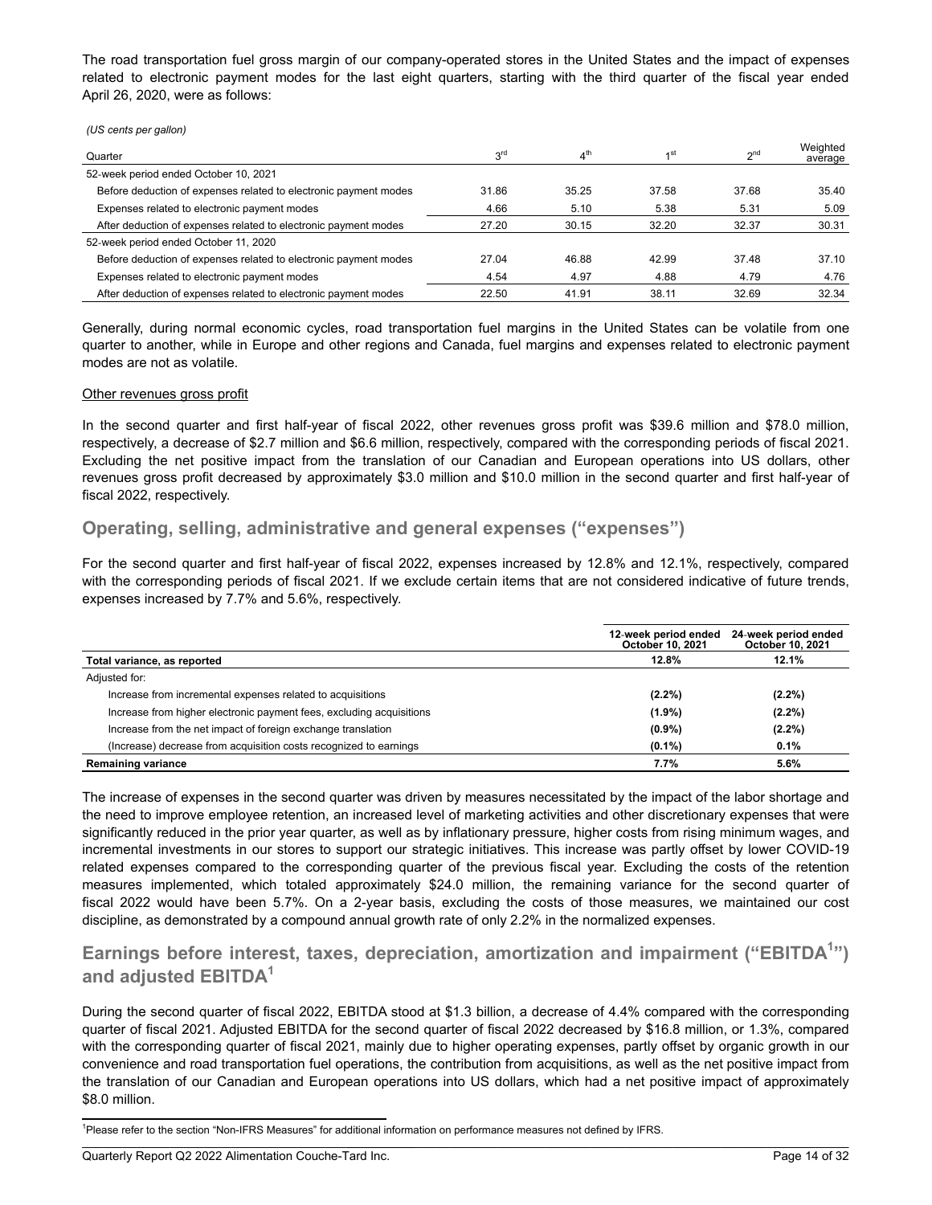The road transportation fuel gross margin of our company-operated stores in the United States and the impact of expenses related to electronic payment modes for the last eight quarters, starting with the third quarter of the fiscal year ended April 26, 2020, were as follows:

*(US cents per gallon)*

| Quarter | 3rd | 4th | 1st | 2nd | Weighted average |
|---|---|---|---|---|---|
| 52-week period ended October 10, 2021 | | | | | |
| Before deduction of expenses related to electronic payment modes | 31.86 | 35.25 | 37.58 | 37.68 | 35.40 |
| Expenses related to electronic payment modes | 4.66 | 5.10 | 5.38 | 5.31 | 5.09 |
| After deduction of expenses related to electronic payment modes | 27.20 | 30.15 | 32.20 | 32.37 | 30.31 |
| 52-week period ended October 11, 2020 | | | | | |
| Before deduction of expenses related to electronic payment modes | 27.04 | 46.88 | 42.99 | 37.48 | 37.10 |
| Expenses related to electronic payment modes | 4.54 | 4.97 | 4.88 | 4.79 | 4.76 |
| After deduction of expenses related to electronic payment modes | 22.50 | 41.91 | 38.11 | 32.69 | 32.34 |

Generally, during normal economic cycles, road transportation fuel margins in the United States can be volatile from one quarter to another, while in Europe and other regions and Canada, fuel margins and expenses related to electronic payment modes are not as volatile.

Other revenues gross profit

In the second quarter and first half-year of fiscal 2022, other revenues gross profit was $39.6 million and $78.0 million, respectively, a decrease of $2.7 million and $6.6 million, respectively, compared with the corresponding periods of fiscal 2021. Excluding the net positive impact from the translation of our Canadian and European operations into US dollars, other revenues gross profit decreased by approximately $3.0 million and $10.0 million in the second quarter and first half-year of fiscal 2022, respectively.

## Operating, selling, administrative and general expenses ("expenses")

For the second quarter and first half-year of fiscal 2022, expenses increased by 12.8% and 12.1%, respectively, compared with the corresponding periods of fiscal 2021. If we exclude certain items that are not considered indicative of future trends, expenses increased by 7.7% and 5.6%, respectively.

| | 12-week period ended October 10, 2021 | 24-week period ended October 10, 2021 |
|---|---|---|
| **Total variance, as reported** | **12.8%** | **12.1%** |
| Adjusted for: | | |
| Increase from incremental expenses related to acquisitions | **(2.2%)** | **(2.2%)** |
| Increase from higher electronic payment fees, excluding acquisitions | **(1.9%)** | **(2.2%)** |
| Increase from the net impact of foreign exchange translation | **(0.9%)** | **(2.2%)** |
| (Increase) decrease from acquisition costs recognized to earnings | **(0.1%)** | **0.1%** |
| **Remaining variance** | **7.7%** | **5.6%** |

The increase of expenses in the second quarter was driven by measures necessitated by the impact of the labor shortage and the need to improve employee retention, an increased level of marketing activities and other discretionary expenses that were significantly reduced in the prior year quarter, as well as by inflationary pressure, higher costs from rising minimum wages, and incremental investments in our stores to support our strategic initiatives. This increase was partly offset by lower COVID-19 related expenses compared to the corresponding quarter of the previous fiscal year. Excluding the costs of the retention measures implemented, which totaled approximately $24.0 million, the remaining variance for the second quarter of fiscal 2022 would have been 5.7%. On a 2-year basis, excluding the costs of those measures, we maintained our cost discipline, as demonstrated by a compound annual growth rate of only 2.2% in the normalized expenses.

## Earnings before interest, taxes, depreciation, amortization and impairment ("EBITDA[1]") and adjusted EBITDA[1]

During the second quarter of fiscal 2022, EBITDA stood at $1.3 billion, a decrease of 4.4% compared with the corresponding quarter of fiscal 2021. Adjusted EBITDA for the second quarter of fiscal 2022 decreased by $16.8 million, or 1.3%, compared with the corresponding quarter of fiscal 2021, mainly due to higher operating expenses, partly offset by organic growth in our convenience and road transportation fuel operations, the contribution from acquisitions, as well as the net positive impact from the translation of our Canadian and European operations into US dollars, which had a net positive impact of approximately $8.0 million.

[1]Please refer to the section "Non-IFRS Measures" for additional information on performance measures not defined by IFRS.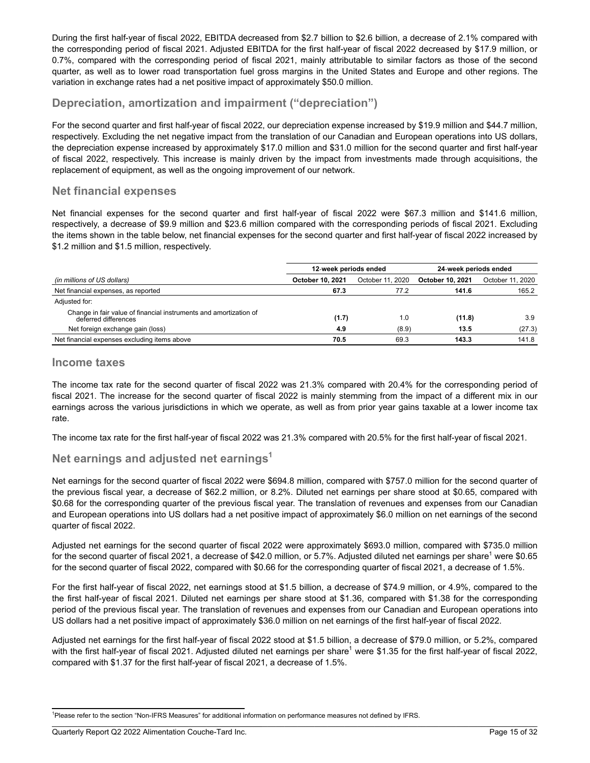During the first half-year of fiscal 2022, EBITDA decreased from $2.7 billion to $2.6 billion, a decrease of 2.1% compared with the corresponding period of fiscal 2021. Adjusted EBITDA for the first half-year of fiscal 2022 decreased by $17.9 million, or 0.7%, compared with the corresponding period of fiscal 2021, mainly attributable to similar factors as those of the second quarter, as well as to lower road transportation fuel gross margins in the United States and Europe and other regions. The variation in exchange rates had a net positive impact of approximately $50.0 million.

## Depreciation, amortization and impairment (“depreciation”)

For the second quarter and first half-year of fiscal 2022, our depreciation expense increased by $19.9 million and $44.7 million, respectively. Excluding the net negative impact from the translation of our Canadian and European operations into US dollars, the depreciation expense increased by approximately $17.0 million and $31.0 million for the second quarter and first half-year of fiscal 2022, respectively. This increase is mainly driven by the impact from investments made through acquisitions, the replacement of equipment, as well as the ongoing improvement of our network.

## Net financial expenses

Net financial expenses for the second quarter and first half-year of fiscal 2022 were $67.3 million and $141.6 million, respectively, a decrease of $9.9 million and $23.6 million compared with the corresponding periods of fiscal 2021. Excluding the items shown in the table below, net financial expenses for the second quarter and first half-year of fiscal 2022 increased by $1.2 million and $1.5 million, respectively.

| | 12-week periods ended | | 24-week periods ended | |
|---|---|---|---|---|
| *(in millions of US dollars)* | **October 10, 2021** | October 11, 2020 | **October 10, 2021** | October 11, 2020 |
| Net financial expenses, as reported | **67.3** | 77.2 | **141.6** | 165.2 |
| Adjusted for: | | | | |
| Change in fair value of financial instruments and amortization of deferred differences | **(1.7)** | 1.0 | **(11.8)** | 3.9 |
| Net foreign exchange gain (loss) | **4.9** | (8.9) | **13.5** | (27.3) |
| Net financial expenses excluding items above | **70.5** | 69.3 | **143.3** | 141.8 |

## Income taxes

The income tax rate for the second quarter of fiscal 2022 was 21.3% compared with 20.4% for the corresponding period of fiscal 2021. The increase for the second quarter of fiscal 2022 is mainly stemming from the impact of a different mix in our earnings across the various jurisdictions in which we operate, as well as from prior year gains taxable at a lower income tax rate.

The income tax rate for the first half-year of fiscal 2022 was 21.3% compared with 20.5% for the first half-year of fiscal 2021.

## Net earnings and adjusted net earnings[1]

Net earnings for the second quarter of fiscal 2022 were $694.8 million, compared with $757.0 million for the second quarter of the previous fiscal year, a decrease of $62.2 million, or 8.2%. Diluted net earnings per share stood at $0.65, compared with $0.68 for the corresponding quarter of the previous fiscal year. The translation of revenues and expenses from our Canadian and European operations into US dollars had a net positive impact of approximately $6.0 million on net earnings of the second quarter of fiscal 2022.

Adjusted net earnings for the second quarter of fiscal 2022 were approximately $693.0 million, compared with $735.0 million for the second quarter of fiscal 2021, a decrease of $42.0 million, or 5.7%. Adjusted diluted net earnings per share[1] were $0.65 for the second quarter of fiscal 2022, compared with $0.66 for the corresponding quarter of fiscal 2021, a decrease of 1.5%.

For the first half-year of fiscal 2022, net earnings stood at $1.5 billion, a decrease of $74.9 million, or 4.9%, compared to the first half-year of fiscal 2021. Diluted net earnings per share stood at $1.36, compared with $1.38 for the corresponding period of the previous fiscal year. The translation of revenues and expenses from our Canadian and European operations into US dollars had a net positive impact of approximately $36.0 million on net earnings of the first half-year of fiscal 2022.

Adjusted net earnings for the first half-year of fiscal 2022 stood at $1.5 billion, a decrease of $79.0 million, or 5.2%, compared with the first half-year of fiscal 2021. Adjusted diluted net earnings per share[1] were $1.35 for the first half-year of fiscal 2022, compared with $1.37 for the first half-year of fiscal 2021, a decrease of 1.5%.

[1]Please refer to the section “Non-IFRS Measures” for additional information on performance measures not defined by IFRS.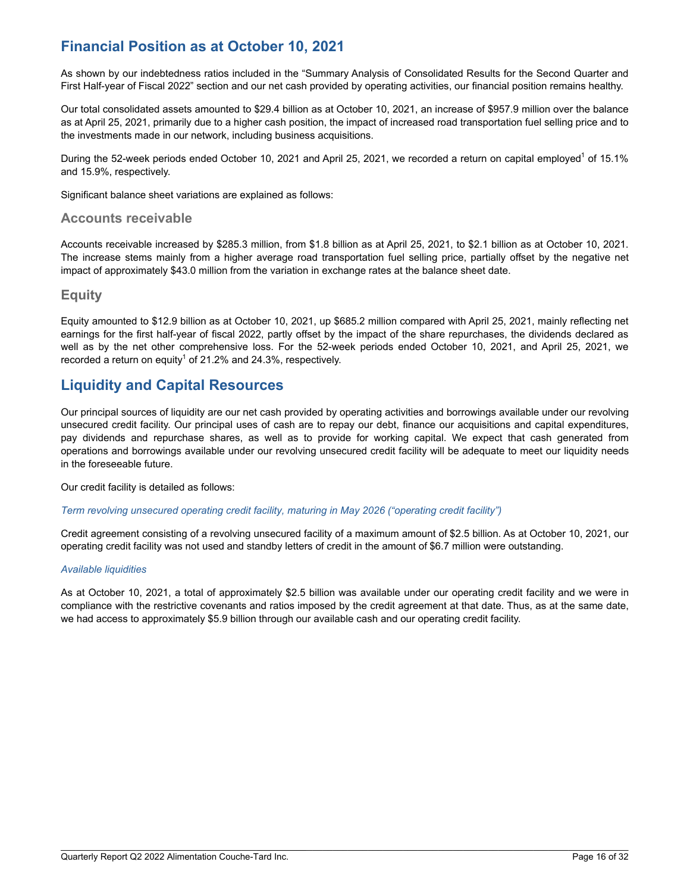## Financial Position as at October 10, 2021

As shown by our indebtedness ratios included in the "Summary Analysis of Consolidated Results for the Second Quarter and First Half-year of Fiscal 2022" section and our net cash provided by operating activities, our financial position remains healthy.

Our total consolidated assets amounted to $29.4 billion as at October 10, 2021, an increase of $957.9 million over the balance as at April 25, 2021, primarily due to a higher cash position, the impact of increased road transportation fuel selling price and to the investments made in our network, including business acquisitions.

During the 52-week periods ended October 10, 2021 and April 25, 2021, we recorded a return on capital employed[1] of 15.1% and 15.9%, respectively.

Significant balance sheet variations are explained as follows:

### Accounts receivable

Accounts receivable increased by $285.3 million, from $1.8 billion as at April 25, 2021, to $2.1 billion as at October 10, 2021. The increase stems mainly from a higher average road transportation fuel selling price, partially offset by the negative net impact of approximately $43.0 million from the variation in exchange rates at the balance sheet date.

### Equity

Equity amounted to $12.9 billion as at October 10, 2021, up $685.2 million compared with April 25, 2021, mainly reflecting net earnings for the first half-year of fiscal 2022, partly offset by the impact of the share repurchases, the dividends declared as well as by the net other comprehensive loss. For the 52-week periods ended October 10, 2021, and April 25, 2021, we recorded a return on equity[1] of 21.2% and 24.3%, respectively.

## Liquidity and Capital Resources

Our principal sources of liquidity are our net cash provided by operating activities and borrowings available under our revolving unsecured credit facility. Our principal uses of cash are to repay our debt, finance our acquisitions and capital expenditures, pay dividends and repurchase shares, as well as to provide for working capital. We expect that cash generated from operations and borrowings available under our revolving unsecured credit facility will be adequate to meet our liquidity needs in the foreseeable future.

Our credit facility is detailed as follows:

*Term revolving unsecured operating credit facility, maturing in May 2026 ("operating credit facility")*

Credit agreement consisting of a revolving unsecured facility of a maximum amount of $2.5 billion. As at October 10, 2021, our operating credit facility was not used and standby letters of credit in the amount of $6.7 million were outstanding.

*Available liquidities*

As at October 10, 2021, a total of approximately $2.5 billion was available under our operating credit facility and we were in compliance with the restrictive covenants and ratios imposed by the credit agreement at that date. Thus, as at the same date, we had access to approximately $5.9 billion through our available cash and our operating credit facility.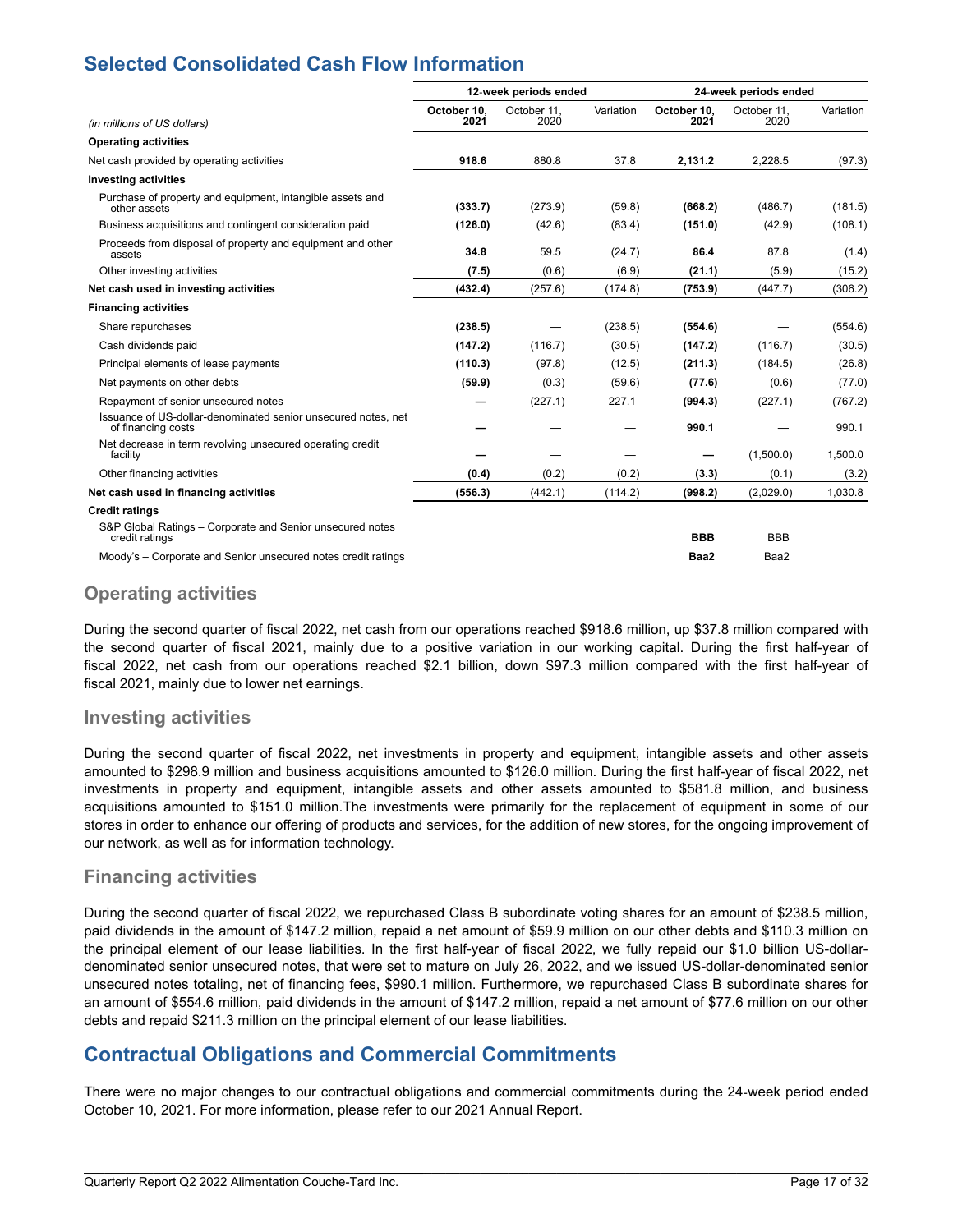## Selected Consolidated Cash Flow Information

| *(in millions of US dollars)* | 12-week periods ended | | | 24-week periods ended | | |
|---|---|---|---|---|---|---|
| | **October 10, 2021** | October 11, 2020 | Variation | **October 10, 2021** | October 11, 2020 | Variation |
| **Operating activities** | | | | | | |
| Net cash provided by operating activities | **918.6** | 880.8 | 37.8 | **2,131.2** | 2,228.5 | (97.3) |
| **Investing activities** | | | | | | |
| Purchase of property and equipment, intangible assets and other assets | **(333.7)** | (273.9) | (59.8) | **(668.2)** | (486.7) | (181.5) |
| Business acquisitions and contingent consideration paid | **(126.0)** | (42.6) | (83.4) | **(151.0)** | (42.9) | (108.1) |
| Proceeds from disposal of property and equipment and other assets | **34.8** | 59.5 | (24.7) | **86.4** | 87.8 | (1.4) |
| Other investing activities | **(7.5)** | (0.6) | (6.9) | **(21.1)** | (5.9) | (15.2) |
| **Net cash used in investing activities** | **(432.4)** | (257.6) | (174.8) | **(753.9)** | (447.7) | (306.2) |
| **Financing activities** | | | | | | |
| Share repurchases | **(238.5)** | — | (238.5) | **(554.6)** | — | (554.6) |
| Cash dividends paid | **(147.2)** | (116.7) | (30.5) | **(147.2)** | (116.7) | (30.5) |
| Principal elements of lease payments | **(110.3)** | (97.8) | (12.5) | **(211.3)** | (184.5) | (26.8) |
| Net payments on other debts | **(59.9)** | (0.3) | (59.6) | **(77.6)** | (0.6) | (77.0) |
| Repayment of senior unsecured notes | **—** | (227.1) | 227.1 | **(994.3)** | (227.1) | (767.2) |
| Issuance of US-dollar-denominated senior unsecured notes, net of financing costs | **—** | — | — | **990.1** | — | 990.1 |
| Net decrease in term revolving unsecured operating credit facility | **—** | — | — | **—** | (1,500.0) | 1,500.0 |
| Other financing activities | **(0.4)** | (0.2) | (0.2) | **(3.3)** | (0.1) | (3.2) |
| **Net cash used in financing activities** | **(556.3)** | (442.1) | (114.2) | **(998.2)** | (2,029.0) | 1,030.8 |
| **Credit ratings** | | | | | | |
| S&P Global Ratings – Corporate and Senior unsecured notes credit ratings | | | | **BBB** | BBB | |
| Moody's – Corporate and Senior unsecured notes credit ratings | | | | **Baa2** | Baa2 | |

### Operating activities

During the second quarter of fiscal 2022, net cash from our operations reached $918.6 million, up $37.8 million compared with the second quarter of fiscal 2021, mainly due to a positive variation in our working capital. During the first half-year of fiscal 2022, net cash from our operations reached $2.1 billion, down $97.3 million compared with the first half-year of fiscal 2021, mainly due to lower net earnings.

### Investing activities

During the second quarter of fiscal 2022, net investments in property and equipment, intangible assets and other assets amounted to $298.9 million and business acquisitions amounted to $126.0 million. During the first half-year of fiscal 2022, net investments in property and equipment, intangible assets and other assets amounted to $581.8 million, and business acquisitions amounted to $151.0 million.The investments were primarily for the replacement of equipment in some of our stores in order to enhance our offering of products and services, for the addition of new stores, for the ongoing improvement of our network, as well as for information technology.

### Financing activities

During the second quarter of fiscal 2022, we repurchased Class B subordinate voting shares for an amount of $238.5 million, paid dividends in the amount of $147.2 million, repaid a net amount of $59.9 million on our other debts and $110.3 million on the principal element of our lease liabilities. In the first half-year of fiscal 2022, we fully repaid our $1.0 billion US-dollar-denominated senior unsecured notes, that were set to mature on July 26, 2022, and we issued US-dollar-denominated senior unsecured notes totaling, net of financing fees, $990.1 million. Furthermore, we repurchased Class B subordinate shares for an amount of $554.6 million, paid dividends in the amount of $147.2 million, repaid a net amount of $77.6 million on our other debts and repaid $211.3 million on the principal element of our lease liabilities.

## Contractual Obligations and Commercial Commitments

There were no major changes to our contractual obligations and commercial commitments during the 24-week period ended October 10, 2021. For more information, please refer to our 2021 Annual Report.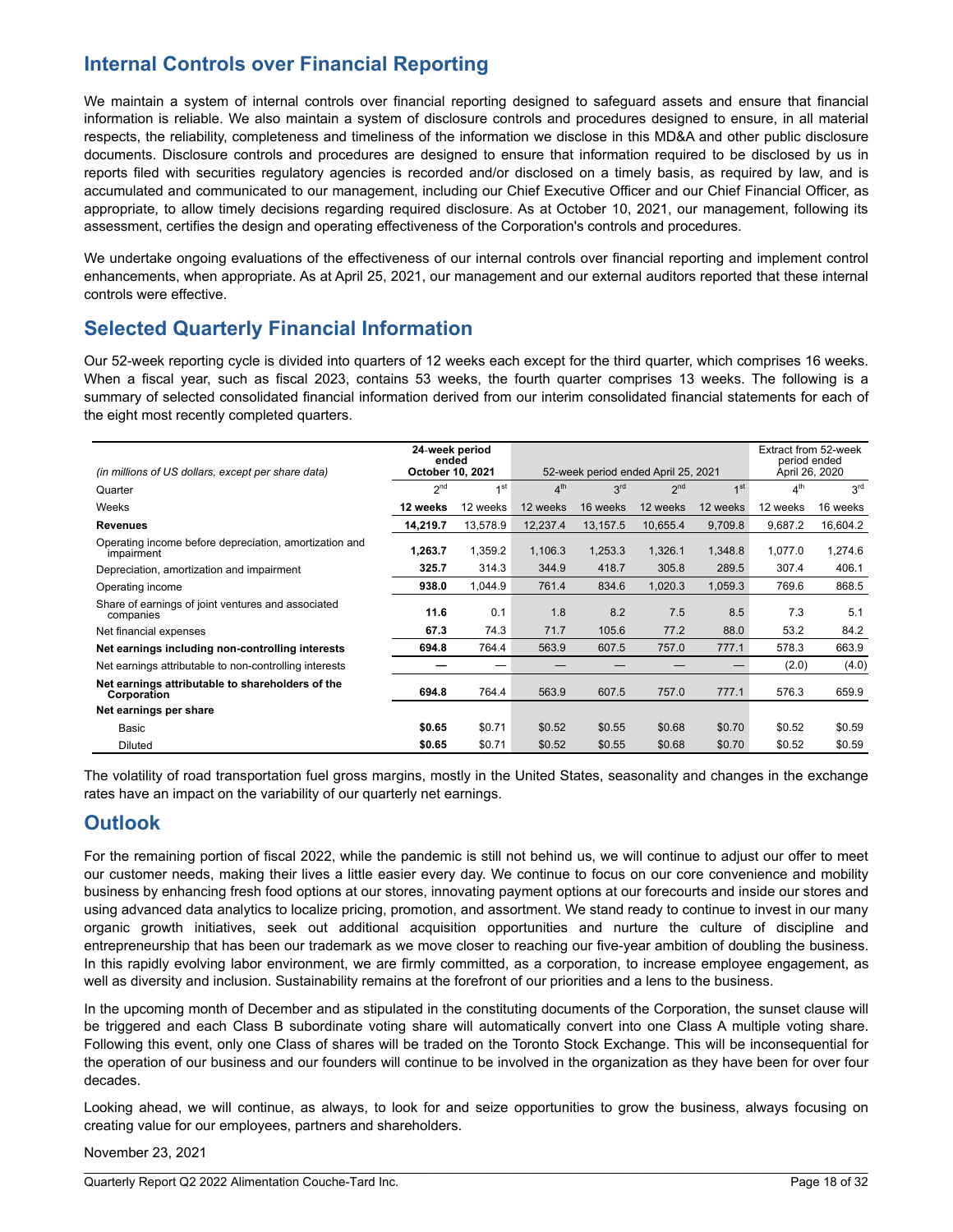## Internal Controls over Financial Reporting

We maintain a system of internal controls over financial reporting designed to safeguard assets and ensure that financial information is reliable. We also maintain a system of disclosure controls and procedures designed to ensure, in all material respects, the reliability, completeness and timeliness of the information we disclose in this MD&A and other public disclosure documents. Disclosure controls and procedures are designed to ensure that information required to be disclosed by us in reports filed with securities regulatory agencies is recorded and/or disclosed on a timely basis, as required by law, and is accumulated and communicated to our management, including our Chief Executive Officer and our Chief Financial Officer, as appropriate, to allow timely decisions regarding required disclosure. As at October 10, 2021, our management, following its assessment, certifies the design and operating effectiveness of the Corporation's controls and procedures.

We undertake ongoing evaluations of the effectiveness of our internal controls over financial reporting and implement control enhancements, when appropriate. As at April 25, 2021, our management and our external auditors reported that these internal controls were effective.

## Selected Quarterly Financial Information

Our 52-week reporting cycle is divided into quarters of 12 weeks each except for the third quarter, which comprises 16 weeks. When a fiscal year, such as fiscal 2023, contains 53 weeks, the fourth quarter comprises 13 weeks. The following is a summary of selected consolidated financial information derived from our interim consolidated financial statements for each of the eight most recently completed quarters.

| *(in millions of US dollars, except per share data)* | 24-week period ended October 10, 2021 | | 52-week period ended April 25, 2021 | | | | Extract from 52-week period ended April 26, 2020 | |
|---|---|---|---|---|---|---|---|---|
| Quarter | 2nd | 1st | 4th | 3rd | 2nd | 1st | 4th | 3rd |
| Weeks | **12 weeks** | 12 weeks | 12 weeks | 16 weeks | 12 weeks | 12 weeks | 12 weeks | 16 weeks |
| **Revenues** | **14,219.7** | 13,578.9 | 12,237.4 | 13,157.5 | 10,655.4 | 9,709.8 | 9,687.2 | 16,604.2 |
| Operating income before depreciation, amortization and impairment | **1,263.7** | 1,359.2 | 1,106.3 | 1,253.3 | 1,326.1 | 1,348.8 | 1,077.0 | 1,274.6 |
| Depreciation, amortization and impairment | **325.7** | 314.3 | 344.9 | 418.7 | 305.8 | 289.5 | 307.4 | 406.1 |
| Operating income | **938.0** | 1,044.9 | 761.4 | 834.6 | 1,020.3 | 1,059.3 | 769.6 | 868.5 |
| Share of earnings of joint ventures and associated companies | **11.6** | 0.1 | 1.8 | 8.2 | 7.5 | 8.5 | 7.3 | 5.1 |
| Net financial expenses | **67.3** | 74.3 | 71.7 | 105.6 | 77.2 | 88.0 | 53.2 | 84.2 |
| **Net earnings including non-controlling interests** | **694.8** | 764.4 | 563.9 | 607.5 | 757.0 | 777.1 | 578.3 | 663.9 |
| Net earnings attributable to non-controlling interests | **—** | — | — | — | — | — | (2.0) | (4.0) |
| **Net earnings attributable to shareholders of the Corporation** | **694.8** | 764.4 | 563.9 | 607.5 | 757.0 | 777.1 | 576.3 | 659.9 |
| **Net earnings per share** | | | | | | | | |
| Basic | **$0.65** | $0.71 | $0.52 | $0.55 | $0.68 | $0.70 | $0.52 | $0.59 |
| Diluted | **$0.65** | $0.71 | $0.52 | $0.55 | $0.68 | $0.70 | $0.52 | $0.59 |

The volatility of road transportation fuel gross margins, mostly in the United States, seasonality and changes in the exchange rates have an impact on the variability of our quarterly net earnings.

## Outlook

For the remaining portion of fiscal 2022, while the pandemic is still not behind us, we will continue to adjust our offer to meet our customer needs, making their lives a little easier every day. We continue to focus on our core convenience and mobility business by enhancing fresh food options at our stores, innovating payment options at our forecourts and inside our stores and using advanced data analytics to localize pricing, promotion, and assortment. We stand ready to continue to invest in our many organic growth initiatives, seek out additional acquisition opportunities and nurture the culture of discipline and entrepreneurship that has been our trademark as we move closer to reaching our five-year ambition of doubling the business. In this rapidly evolving labor environment, we are firmly committed, as a corporation, to increase employee engagement, as well as diversity and inclusion. Sustainability remains at the forefront of our priorities and a lens to the business.

In the upcoming month of December and as stipulated in the constituting documents of the Corporation, the sunset clause will be triggered and each Class B subordinate voting share will automatically convert into one Class A multiple voting share. Following this event, only one Class of shares will be traded on the Toronto Stock Exchange. This will be inconsequential for the operation of our business and our founders will continue to be involved in the organization as they have been for over four decades.

Looking ahead, we will continue, as always, to look for and seize opportunities to grow the business, always focusing on creating value for our employees, partners and shareholders.

November 23, 2021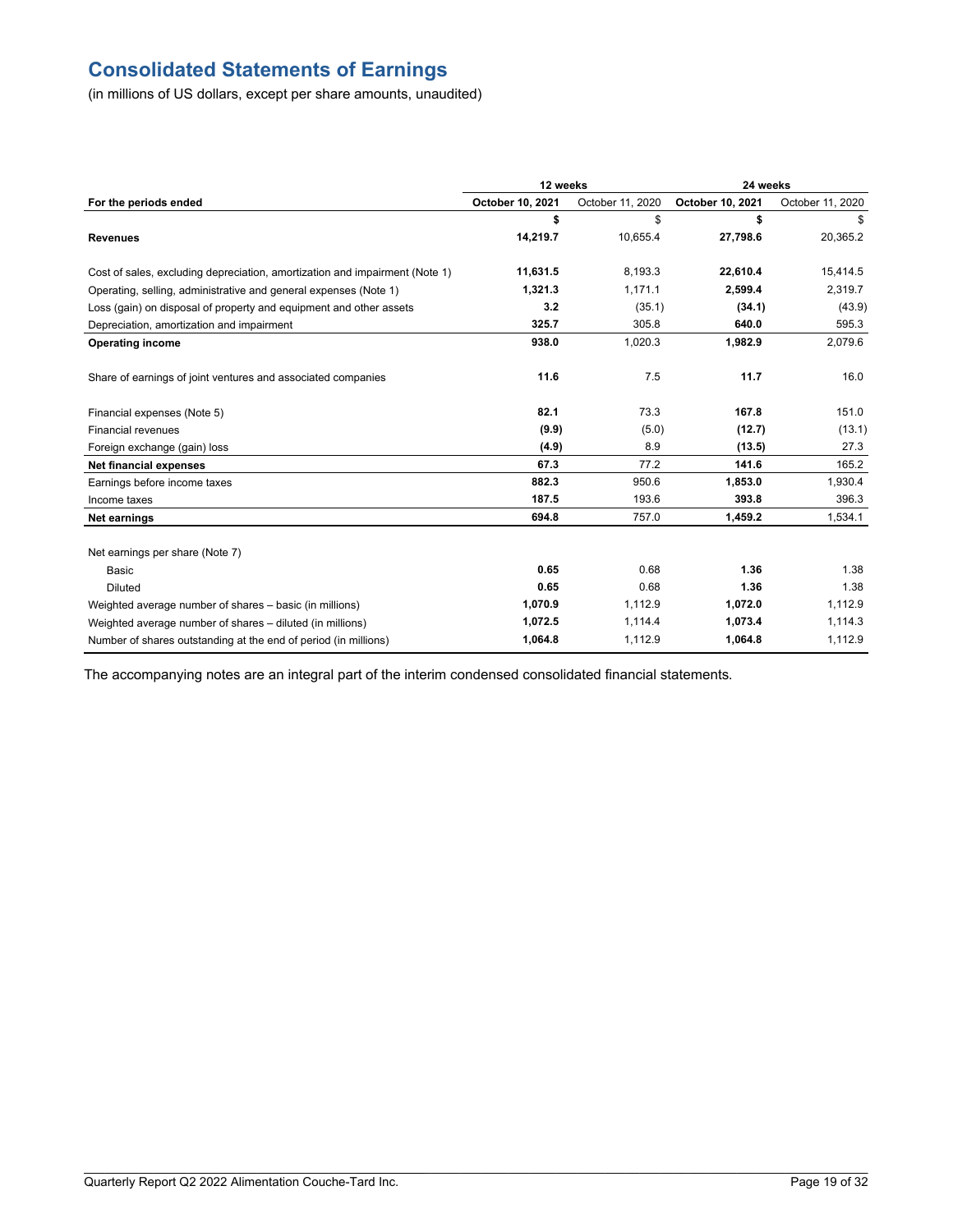# Consolidated Statements of Earnings

(in millions of US dollars, except per share amounts, unaudited)

| | 12 weeks | | 24 weeks | |
|---|---|---|---|---|
| **For the periods ended** | **October 10, 2021** | October 11, 2020 | **October 10, 2021** | October 11, 2020 |
| | **$** | $ | **$** | $ |
| **Revenues** | **14,219.7** | 10,655.4 | **27,798.6** | 20,365.2 |
| Cost of sales, excluding depreciation, amortization and impairment (Note 1) | **11,631.5** | 8,193.3 | **22,610.4** | 15,414.5 |
| Operating, selling, administrative and general expenses (Note 1) | **1,321.3** | 1,171.1 | **2,599.4** | 2,319.7 |
| Loss (gain) on disposal of property and equipment and other assets | **3.2** | (35.1) | **(34.1)** | (43.9) |
| Depreciation, amortization and impairment | **325.7** | 305.8 | **640.0** | 595.3 |
| **Operating income** | **938.0** | 1,020.3 | **1,982.9** | 2,079.6 |
| Share of earnings of joint ventures and associated companies | **11.6** | 7.5 | **11.7** | 16.0 |
| Financial expenses (Note 5) | **82.1** | 73.3 | **167.8** | 151.0 |
| Financial revenues | **(9.9)** | (5.0) | **(12.7)** | (13.1) |
| Foreign exchange (gain) loss | **(4.9)** | 8.9 | **(13.5)** | 27.3 |
| **Net financial expenses** | **67.3** | 77.2 | **141.6** | 165.2 |
| Earnings before income taxes | **882.3** | 950.6 | **1,853.0** | 1,930.4 |
| Income taxes | **187.5** | 193.6 | **393.8** | 396.3 |
| **Net earnings** | **694.8** | 757.0 | **1,459.2** | 1,534.1 |
| Net earnings per share (Note 7) | | | | |
| Basic | **0.65** | 0.68 | **1.36** | 1.38 |
| Diluted | **0.65** | 0.68 | **1.36** | 1.38 |
| Weighted average number of shares – basic (in millions) | **1,070.9** | 1,112.9 | **1,072.0** | 1,112.9 |
| Weighted average number of shares – diluted (in millions) | **1,072.5** | 1,114.4 | **1,073.4** | 1,114.3 |
| Number of shares outstanding at the end of period (in millions) | **1,064.8** | 1,112.9 | **1,064.8** | 1,112.9 |

The accompanying notes are an integral part of the interim condensed consolidated financial statements.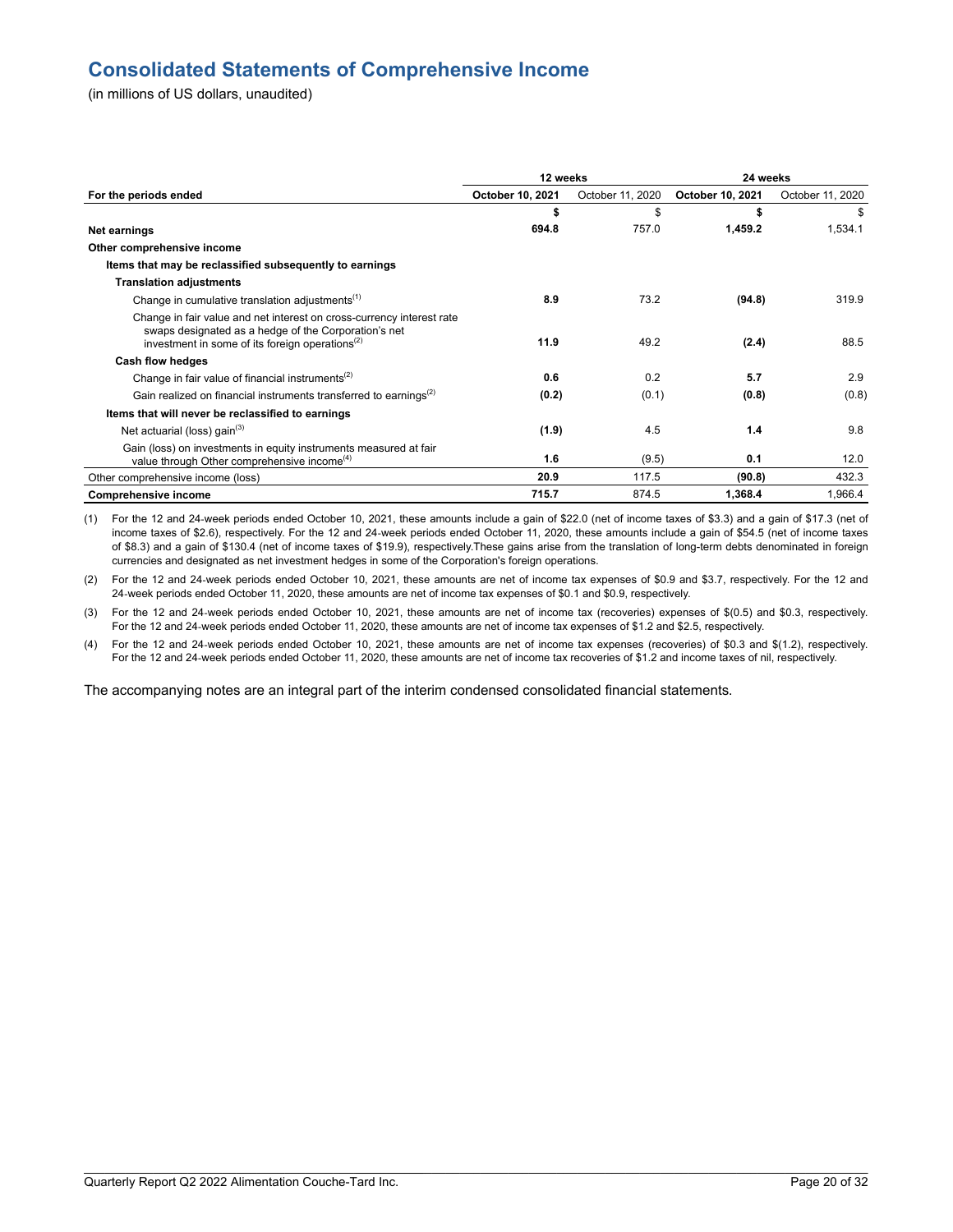# Consolidated Statements of Comprehensive Income

(in millions of US dollars, unaudited)

| | 12 weeks | | 24 weeks | |
|---|---|---|---|---|
| **For the periods ended** | **October 10, 2021** | October 11, 2020 | **October 10, 2021** | October 11, 2020 |
| | **$** | $ | **$** | $ |
| **Net earnings** | **694.8** | 757.0 | **1,459.2** | 1,534.1 |
| **Other comprehensive income** | | | | |
| **Items that may be reclassified subsequently to earnings** | | | | |
| **Translation adjustments** | | | | |
| Change in cumulative translation adjustments(1) | **8.9** | 73.2 | **(94.8)** | 319.9 |
| Change in fair value and net interest on cross-currency interest rate swaps designated as a hedge of the Corporation's net investment in some of its foreign operations(2) | **11.9** | 49.2 | **(2.4)** | 88.5 |
| **Cash flow hedges** | | | | |
| Change in fair value of financial instruments(2) | **0.6** | 0.2 | **5.7** | 2.9 |
| Gain realized on financial instruments transferred to earnings(2) | **(0.2)** | (0.1) | **(0.8)** | (0.8) |
| **Items that will never be reclassified to earnings** | | | | |
| Net actuarial (loss) gain(3) | **(1.9)** | 4.5 | **1.4** | 9.8 |
| Gain (loss) on investments in equity instruments measured at fair value through Other comprehensive income(4) | **1.6** | (9.5) | **0.1** | 12.0 |
| Other comprehensive income (loss) | **20.9** | 117.5 | **(90.8)** | 432.3 |
| **Comprehensive income** | **715.7** | 874.5 | **1,368.4** | 1,966.4 |

(1) For the 12 and 24-week periods ended October 10, 2021, these amounts include a gain of $22.0 (net of income taxes of $3.3) and a gain of $17.3 (net of income taxes of $2.6), respectively. For the 12 and 24-week periods ended October 11, 2020, these amounts include a gain of $54.5 (net of income taxes of $8.3) and a gain of $130.4 (net of income taxes of $19.9), respectively.These gains arise from the translation of long-term debts denominated in foreign currencies and designated as net investment hedges in some of the Corporation's foreign operations.

(2) For the 12 and 24-week periods ended October 10, 2021, these amounts are net of income tax expenses of $0.9 and $3.7, respectively. For the 12 and 24-week periods ended October 11, 2020, these amounts are net of income tax expenses of $0.1 and $0.9, respectively.

(3) For the 12 and 24-week periods ended October 10, 2021, these amounts are net of income tax (recoveries) expenses of $(0.5) and $0.3, respectively. For the 12 and 24-week periods ended October 11, 2020, these amounts are net of income tax expenses of $1.2 and $2.5, respectively.

(4) For the 12 and 24-week periods ended October 10, 2021, these amounts are net of income tax expenses (recoveries) of $0.3 and $(1.2), respectively. For the 12 and 24-week periods ended October 11, 2020, these amounts are net of income tax recoveries of $1.2 and income taxes of nil, respectively.

The accompanying notes are an integral part of the interim condensed consolidated financial statements.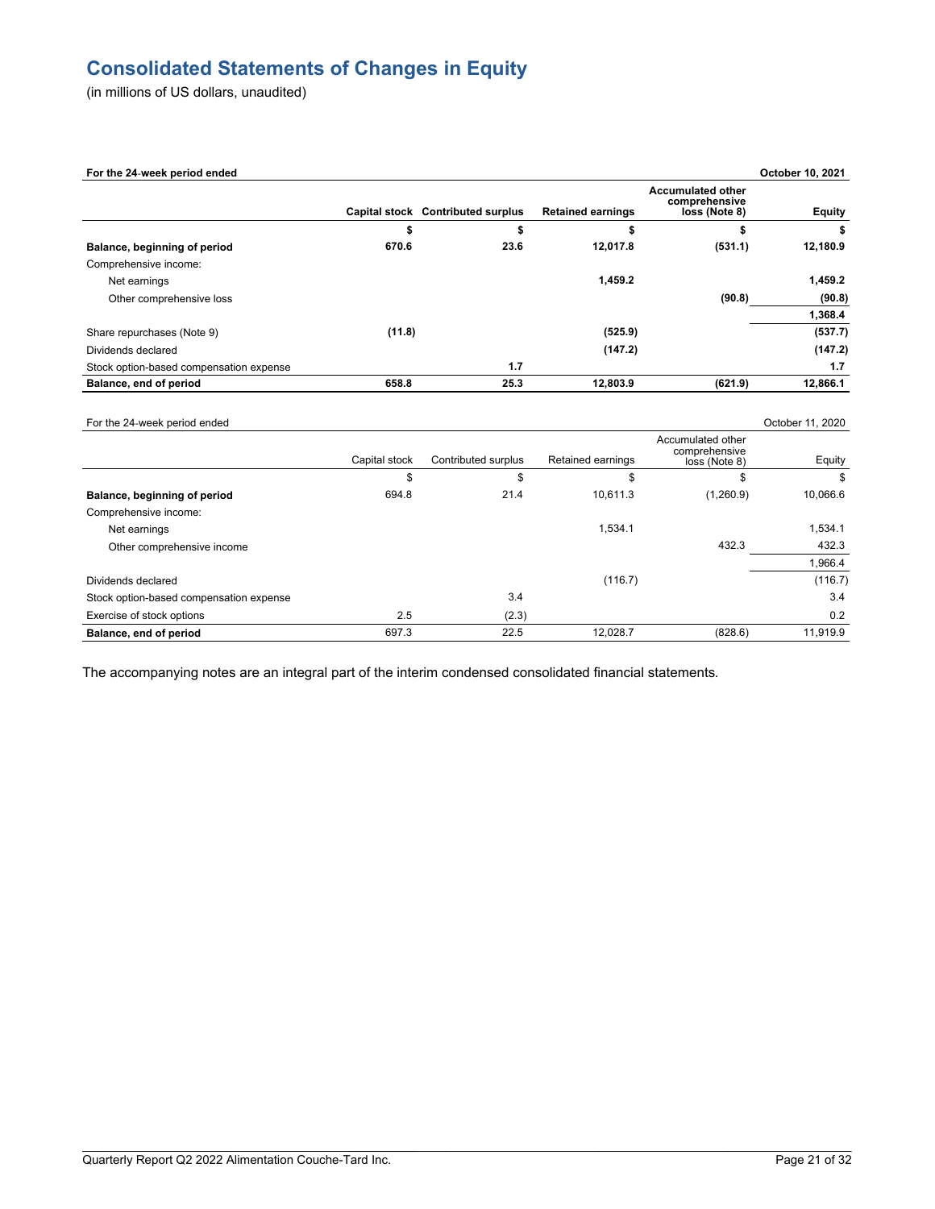# Consolidated Statements of Changes in Equity

(in millions of US dollars, unaudited)

| **For the 24-week period ended** | | | | | **October 10, 2021** |
|---|---|---|---|---|---|
| | **Capital stock** | **Contributed surplus** | **Retained earnings** | **Accumulated other comprehensive loss (Note 8)** | **Equity** |
| | **$** | **$** | **$** | **$** | **$** |
| **Balance, beginning of period** | **670.6** | **23.6** | **12,017.8** | **(531.1)** | **12,180.9** |
| Comprehensive income: | | | | | |
| Net earnings | | | **1,459.2** | | **1,459.2** |
| Other comprehensive loss | | | | **(90.8)** | **(90.8)** |
| | | | | | **1,368.4** |
| Share repurchases (Note 9) | **(11.8)** | | **(525.9)** | | **(537.7)** |
| Dividends declared | | | **(147.2)** | | **(147.2)** |
| Stock option-based compensation expense | | **1.7** | | | **1.7** |
| **Balance, end of period** | **658.8** | **25.3** | **12,803.9** | **(621.9)** | **12,866.1** |

| For the 24-week period ended | | | | | October 11, 2020 |
|---|---|---|---|---|---|
| | Capital stock | Contributed surplus | Retained earnings | Accumulated other comprehensive loss (Note 8) | Equity |
| | $ | $ | $ | $ | $ |
| **Balance, beginning of period** | 694.8 | 21.4 | 10,611.3 | (1,260.9) | 10,066.6 |
| Comprehensive income: | | | | | |
| Net earnings | | | 1,534.1 | | 1,534.1 |
| Other comprehensive income | | | | 432.3 | 432.3 |
| | | | | | 1,966.4 |
| Dividends declared | | | (116.7) | | (116.7) |
| Stock option-based compensation expense | | 3.4 | | | 3.4 |
| Exercise of stock options | 2.5 | (2.3) | | | 0.2 |
| **Balance, end of period** | 697.3 | 22.5 | 12,028.7 | (828.6) | 11,919.9 |

The accompanying notes are an integral part of the interim condensed consolidated financial statements.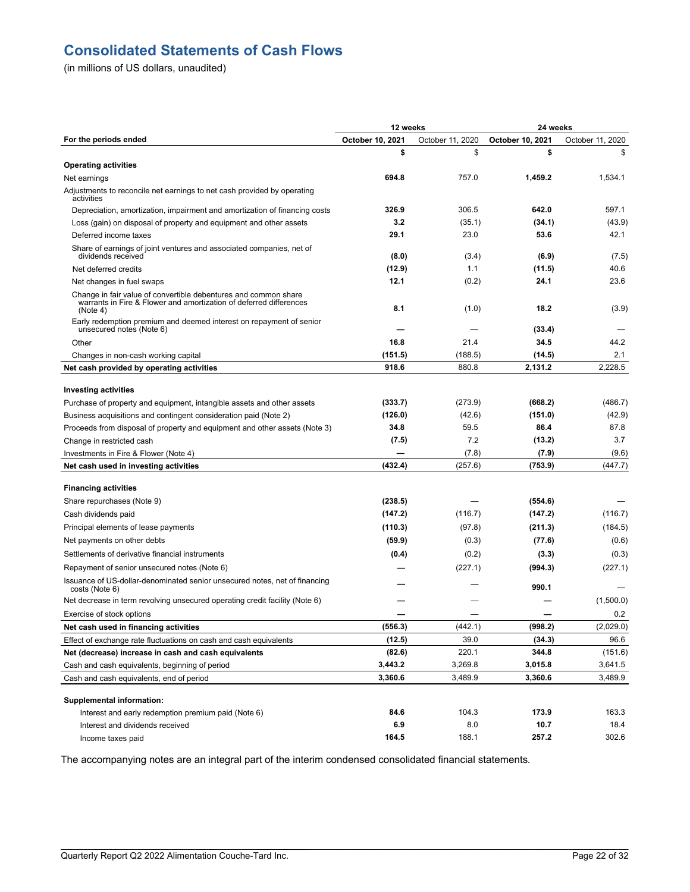# Consolidated Statements of Cash Flows

(in millions of US dollars, unaudited)

| | 12 weeks | | 24 weeks | |
|---|---|---|---|---|
| **For the periods ended** | **October 10, 2021** | October 11, 2020 | **October 10, 2021** | October 11, 2020 |
| | **$** | $ | **$** | $ |
| **Operating activities** | | | | |
| Net earnings | **694.8** | 757.0 | **1,459.2** | 1,534.1 |
| Adjustments to reconcile net earnings to net cash provided by operating activities | | | | |
| Depreciation, amortization, impairment and amortization of financing costs | **326.9** | 306.5 | **642.0** | 597.1 |
| Loss (gain) on disposal of property and equipment and other assets | **3.2** | (35.1) | **(34.1)** | (43.9) |
| Deferred income taxes | **29.1** | 23.0 | **53.6** | 42.1 |
| Share of earnings of joint ventures and associated companies, net of dividends received | **(8.0)** | (3.4) | **(6.9)** | (7.5) |
| Net deferred credits | **(12.9)** | 1.1 | **(11.5)** | 40.6 |
| Net changes in fuel swaps | **12.1** | (0.2) | **24.1** | 23.6 |
| Change in fair value of convertible debentures and common share warrants in Fire & Flower and amortization of deferred differences (Note 4) | **8.1** | (1.0) | **18.2** | (3.9) |
| Early redemption premium and deemed interest on repayment of senior unsecured notes (Note 6) | **—** | — | **(33.4)** | — |
| Other | **16.8** | 21.4 | **34.5** | 44.2 |
| Changes in non-cash working capital | **(151.5)** | (188.5) | **(14.5)** | 2.1 |
| **Net cash provided by operating activities** | **918.6** | 880.8 | **2,131.2** | 2,228.5 |
| **Investing activities** | | | | |
| Purchase of property and equipment, intangible assets and other assets | **(333.7)** | (273.9) | **(668.2)** | (486.7) |
| Business acquisitions and contingent consideration paid (Note 2) | **(126.0)** | (42.6) | **(151.0)** | (42.9) |
| Proceeds from disposal of property and equipment and other assets (Note 3) | **34.8** | 59.5 | **86.4** | 87.8 |
| Change in restricted cash | **(7.5)** | 7.2 | **(13.2)** | 3.7 |
| Investments in Fire & Flower (Note 4) | **—** | (7.8) | **(7.9)** | (9.6) |
| **Net cash used in investing activities** | **(432.4)** | (257.6) | **(753.9)** | (447.7) |
| **Financing activities** | | | | |
| Share repurchases (Note 9) | **(238.5)** | — | **(554.6)** | — |
| Cash dividends paid | **(147.2)** | (116.7) | **(147.2)** | (116.7) |
| Principal elements of lease payments | **(110.3)** | (97.8) | **(211.3)** | (184.5) |
| Net payments on other debts | **(59.9)** | (0.3) | **(77.6)** | (0.6) |
| Settlements of derivative financial instruments | **(0.4)** | (0.2) | **(3.3)** | (0.3) |
| Repayment of senior unsecured notes (Note 6) | **—** | (227.1) | **(994.3)** | (227.1) |
| Issuance of US-dollar-denominated senior unsecured notes, net of financing costs (Note 6) | **—** | — | **990.1** | — |
| Net decrease in term revolving unsecured operating credit facility (Note 6) | **—** | — | **—** | (1,500.0) |
| Exercise of stock options | **—** | — | **—** | 0.2 |
| **Net cash used in financing activities** | **(556.3)** | (442.1) | **(998.2)** | (2,029.0) |
| Effect of exchange rate fluctuations on cash and cash equivalents | **(12.5)** | 39.0 | **(34.3)** | 96.6 |
| **Net (decrease) increase in cash and cash equivalents** | **(82.6)** | 220.1 | **344.8** | (151.6) |
| Cash and cash equivalents, beginning of period | **3,443.2** | 3,269.8 | **3,015.8** | 3,641.5 |
| Cash and cash equivalents, end of period | **3,360.6** | 3,489.9 | **3,360.6** | 3,489.9 |
| **Supplemental information:** | | | | |
| Interest and early redemption premium paid (Note 6) | **84.6** | 104.3 | **173.9** | 163.3 |
| Interest and dividends received | **6.9** | 8.0 | **10.7** | 18.4 |
| Income taxes paid | **164.5** | 188.1 | **257.2** | 302.6 |

The accompanying notes are an integral part of the interim condensed consolidated financial statements.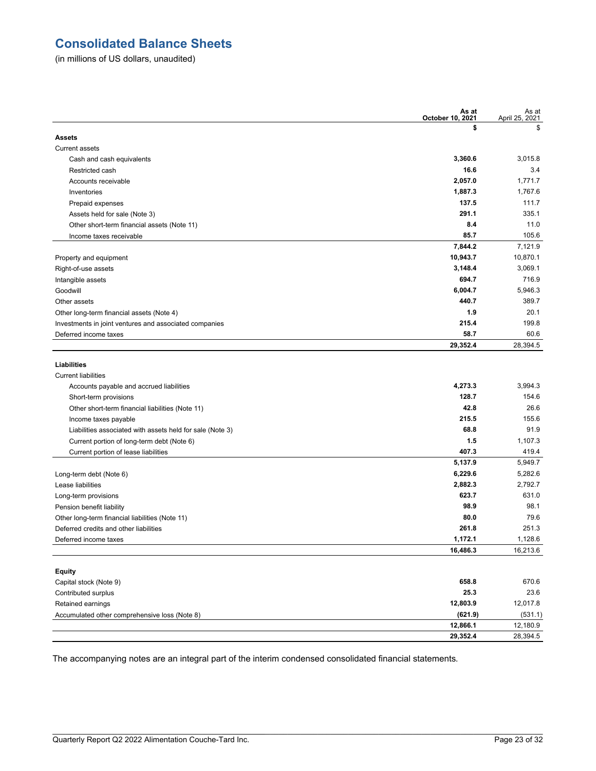# Consolidated Balance Sheets

(in millions of US dollars, unaudited)

| | As at October 10, 2021 | As at April 25, 2021 |
|---|---|---|
| | **$** | $ |
| **Assets** | | |
| Current assets | | |
| Cash and cash equivalents | **3,360.6** | 3,015.8 |
| Restricted cash | **16.6** | 3.4 |
| Accounts receivable | **2,057.0** | 1,771.7 |
| Inventories | **1,887.3** | 1,767.6 |
| Prepaid expenses | **137.5** | 111.7 |
| Assets held for sale (Note 3) | **291.1** | 335.1 |
| Other short-term financial assets (Note 11) | **8.4** | 11.0 |
| Income taxes receivable | **85.7** | 105.6 |
| | **7,844.2** | 7,121.9 |
| Property and equipment | **10,943.7** | 10,870.1 |
| Right-of-use assets | **3,148.4** | 3,069.1 |
| Intangible assets | **694.7** | 716.9 |
| Goodwill | **6,004.7** | 5,946.3 |
| Other assets | **440.7** | 389.7 |
| Other long-term financial assets (Note 4) | **1.9** | 20.1 |
| Investments in joint ventures and associated companies | **215.4** | 199.8 |
| Deferred income taxes | **58.7** | 60.6 |
| | **29,352.4** | 28,394.5 |
| **Liabilities** | | |
| Current liabilities | | |
| Accounts payable and accrued liabilities | **4,273.3** | 3,994.3 |
| Short-term provisions | **128.7** | 154.6 |
| Other short-term financial liabilities (Note 11) | **42.8** | 26.6 |
| Income taxes payable | **215.5** | 155.6 |
| Liabilities associated with assets held for sale (Note 3) | **68.8** | 91.9 |
| Current portion of long-term debt (Note 6) | **1.5** | 1,107.3 |
| Current portion of lease liabilities | **407.3** | 419.4 |
| | **5,137.9** | 5,949.7 |
| Long-term debt (Note 6) | **6,229.6** | 5,282.6 |
| Lease liabilities | **2,882.3** | 2,792.7 |
| Long-term provisions | **623.7** | 631.0 |
| Pension benefit liability | **98.9** | 98.1 |
| Other long-term financial liabilities (Note 11) | **80.0** | 79.6 |
| Deferred credits and other liabilities | **261.8** | 251.3 |
| Deferred income taxes | **1,172.1** | 1,128.6 |
| | **16,486.3** | 16,213.6 |
| **Equity** | | |
| Capital stock (Note 9) | **658.8** | 670.6 |
| Contributed surplus | **25.3** | 23.6 |
| Retained earnings | **12,803.9** | 12,017.8 |
| Accumulated other comprehensive loss (Note 8) | **(621.9)** | (531.1) |
| | **12,866.1** | 12,180.9 |
| | **29,352.4** | 28,394.5 |

The accompanying notes are an integral part of the interim condensed consolidated financial statements.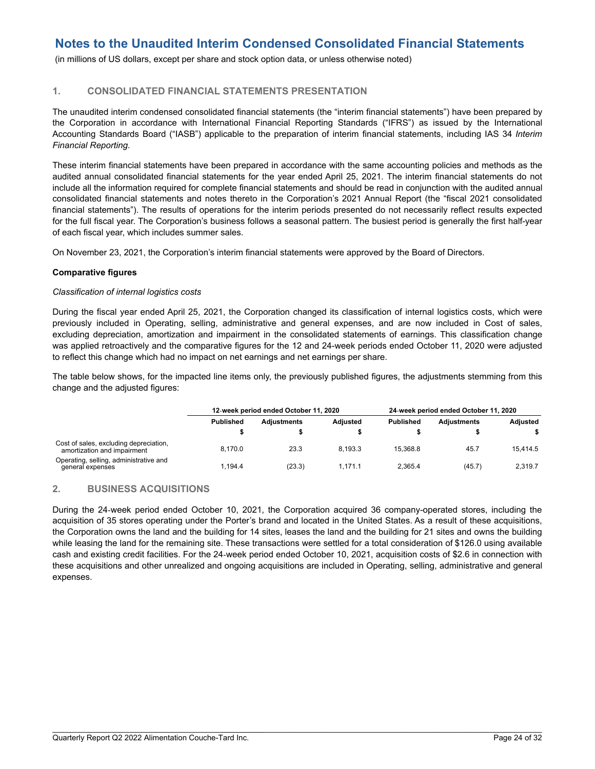# Notes to the Unaudited Interim Condensed Consolidated Financial Statements

(in millions of US dollars, except per share and stock option data, or unless otherwise noted)

## 1. CONSOLIDATED FINANCIAL STATEMENTS PRESENTATION

The unaudited interim condensed consolidated financial statements (the "interim financial statements") have been prepared by the Corporation in accordance with International Financial Reporting Standards ("IFRS") as issued by the International Accounting Standards Board ("IASB") applicable to the preparation of interim financial statements, including IAS 34 *Interim Financial Reporting.*

These interim financial statements have been prepared in accordance with the same accounting policies and methods as the audited annual consolidated financial statements for the year ended April 25, 2021. The interim financial statements do not include all the information required for complete financial statements and should be read in conjunction with the audited annual consolidated financial statements and notes thereto in the Corporation's 2021 Annual Report (the "fiscal 2021 consolidated financial statements"). The results of operations for the interim periods presented do not necessarily reflect results expected for the full fiscal year. The Corporation's business follows a seasonal pattern. The busiest period is generally the first half-year of each fiscal year, which includes summer sales.

On November 23, 2021, the Corporation's interim financial statements were approved by the Board of Directors.

**Comparative figures**

*Classification of internal logistics costs*

During the fiscal year ended April 25, 2021, the Corporation changed its classification of internal logistics costs, which were previously included in Operating, selling, administrative and general expenses, and are now included in Cost of sales, excluding depreciation, amortization and impairment in the consolidated statements of earnings. This classification change was applied retroactively and the comparative figures for the 12 and 24-week periods ended October 11, 2020 were adjusted to reflect this change which had no impact on net earnings and net earnings per share.

The table below shows, for the impacted line items only, the previously published figures, the adjustments stemming from this change and the adjusted figures:

| | 12-week period ended October 11, 2020 | | | 24-week period ended October 11, 2020 | | |
|---|---|---|---|---|---|---|
| | Published | Adjustments | Adjusted | Published | Adjustments | Adjusted |
| | $ | $ | $ | $ | $ | $ |
| Cost of sales, excluding depreciation, amortization and impairment | 8,170.0 | 23.3 | 8,193.3 | 15,368.8 | 45.7 | 15,414.5 |
| Operating, selling, administrative and general expenses | 1,194.4 | (23.3) | 1,171.1 | 2,365.4 | (45.7) | 2,319.7 |

## 2. BUSINESS ACQUISITIONS

During the 24-week period ended October 10, 2021, the Corporation acquired 36 company-operated stores, including the acquisition of 35 stores operating under the Porter's brand and located in the United States. As a result of these acquisitions, the Corporation owns the land and the building for 14 sites, leases the land and the building for 21 sites and owns the building while leasing the land for the remaining site. These transactions were settled for a total consideration of $126.0 using available cash and existing credit facilities. For the 24-week period ended October 10, 2021, acquisition costs of $2.6 in connection with these acquisitions and other unrealized and ongoing acquisitions are included in Operating, selling, administrative and general expenses.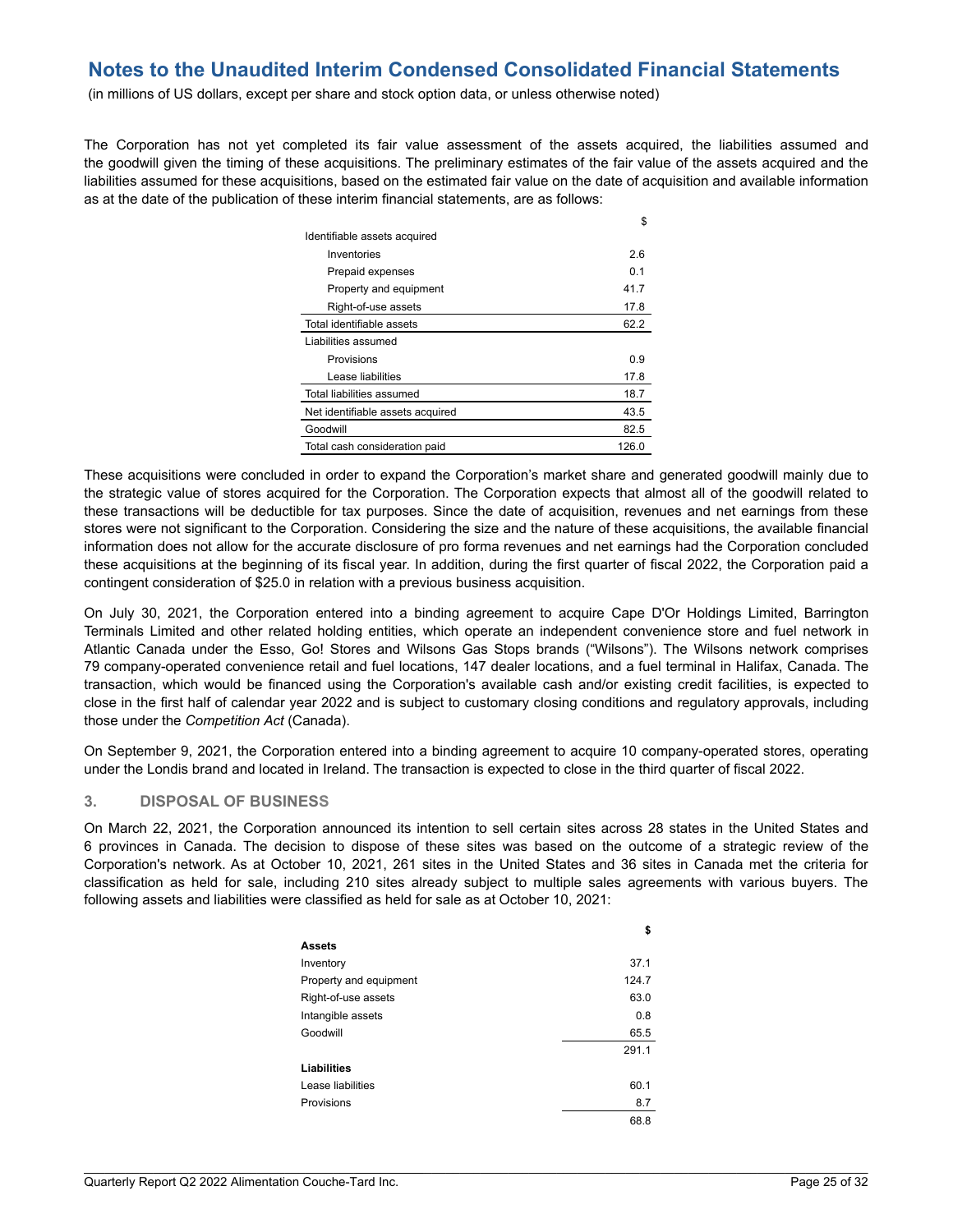The Corporation has not yet completed its fair value assessment of the assets acquired, the liabilities assumed and the goodwill given the timing of these acquisitions. The preliminary estimates of the fair value of the assets acquired and the liabilities assumed for these acquisitions, based on the estimated fair value on the date of acquisition and available information as at the date of the publication of these interim financial statements, are as follows:

| | $ |
|---|---|
| Identifiable assets acquired | |
| Inventories | 2.6 |
| Prepaid expenses | 0.1 |
| Property and equipment | 41.7 |
| Right-of-use assets | 17.8 |
| Total identifiable assets | 62.2 |
| Liabilities assumed | |
| Provisions | 0.9 |
| Lease liabilities | 17.8 |
| Total liabilities assumed | 18.7 |
| Net identifiable assets acquired | 43.5 |
| Goodwill | 82.5 |
| Total cash consideration paid | 126.0 |

These acquisitions were concluded in order to expand the Corporation's market share and generated goodwill mainly due to the strategic value of stores acquired for the Corporation. The Corporation expects that almost all of the goodwill related to these transactions will be deductible for tax purposes. Since the date of acquisition, revenues and net earnings from these stores were not significant to the Corporation. Considering the size and the nature of these acquisitions, the available financial information does not allow for the accurate disclosure of pro forma revenues and net earnings had the Corporation concluded these acquisitions at the beginning of its fiscal year. In addition, during the first quarter of fiscal 2022, the Corporation paid a contingent consideration of $25.0 in relation with a previous business acquisition.

On July 30, 2021, the Corporation entered into a binding agreement to acquire Cape D'Or Holdings Limited, Barrington Terminals Limited and other related holding entities, which operate an independent convenience store and fuel network in Atlantic Canada under the Esso, Go! Stores and Wilsons Gas Stops brands ("Wilsons"). The Wilsons network comprises 79 company-operated convenience retail and fuel locations, 147 dealer locations, and a fuel terminal in Halifax, Canada. The transaction, which would be financed using the Corporation's available cash and/or existing credit facilities, is expected to close in the first half of calendar year 2022 and is subject to customary closing conditions and regulatory approvals, including those under the *Competition Act* (Canada).

On September 9, 2021, the Corporation entered into a binding agreement to acquire 10 company-operated stores, operating under the Londis brand and located in Ireland. The transaction is expected to close in the third quarter of fiscal 2022.

## 3. DISPOSAL OF BUSINESS

On March 22, 2021, the Corporation announced its intention to sell certain sites across 28 states in the United States and 6 provinces in Canada. The decision to dispose of these sites was based on the outcome of a strategic review of the Corporation's network. As at October 10, 2021, 261 sites in the United States and 36 sites in Canada met the criteria for classification as held for sale, including 210 sites already subject to multiple sales agreements with various buyers. The following assets and liabilities were classified as held for sale as at October 10, 2021:

| | **$** |
|---|---|
| **Assets** | |
| Inventory | 37.1 |
| Property and equipment | 124.7 |
| Right-of-use assets | 63.0 |
| Intangible assets | 0.8 |
| Goodwill | 65.5 |
| | 291.1 |
| **Liabilities** | |
| Lease liabilities | 60.1 |
| Provisions | 8.7 |
| | 68.8 |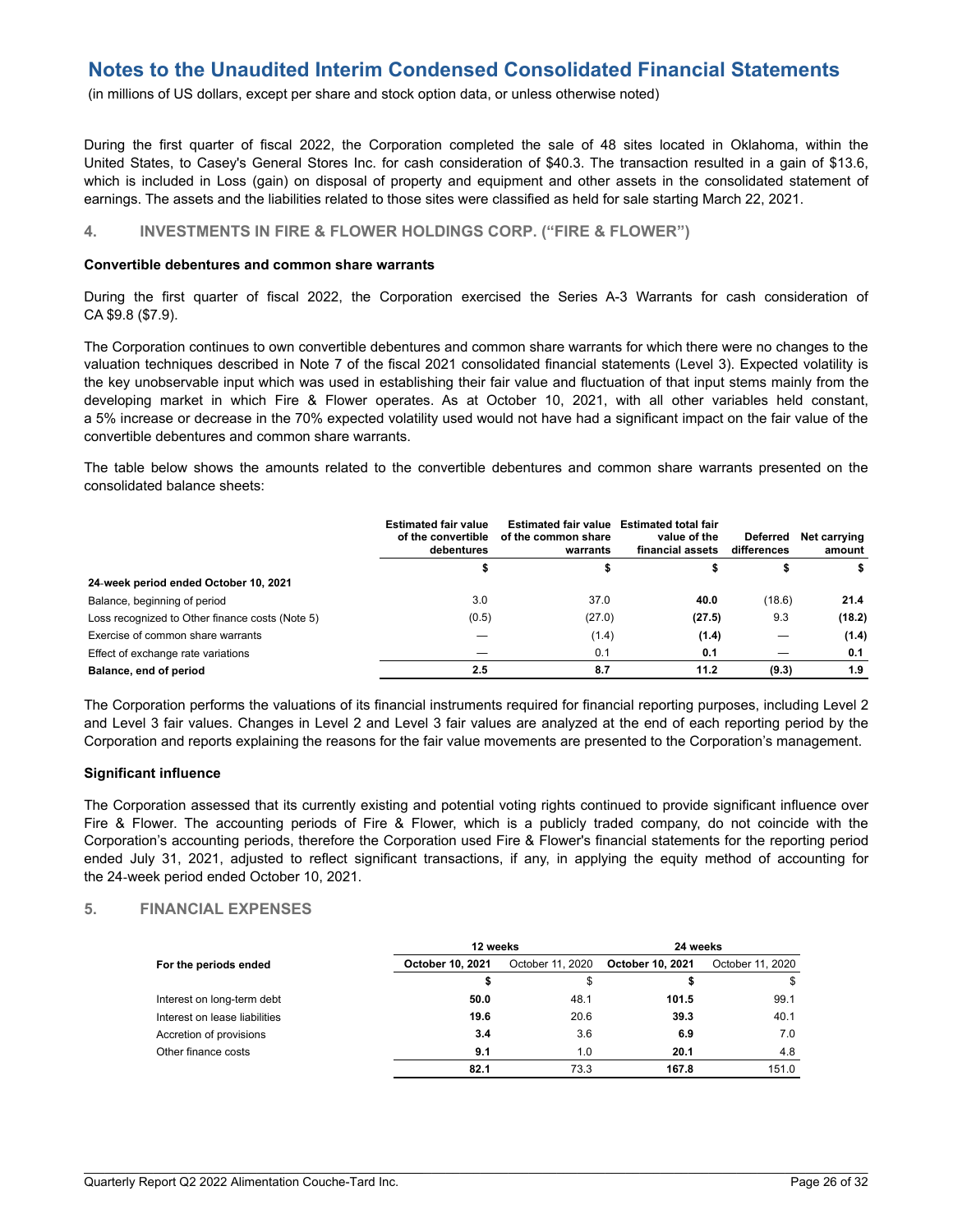# Notes to the Unaudited Interim Condensed Consolidated Financial Statements

(in millions of US dollars, except per share and stock option data, or unless otherwise noted)

During the first quarter of fiscal 2022, the Corporation completed the sale of 48 sites located in Oklahoma, within the United States, to Casey's General Stores Inc. for cash consideration of $40.3. The transaction resulted in a gain of $13.6, which is included in Loss (gain) on disposal of property and equipment and other assets in the consolidated statement of earnings. The assets and the liabilities related to those sites were classified as held for sale starting March 22, 2021.

## 4. INVESTMENTS IN FIRE & FLOWER HOLDINGS CORP. ("FIRE & FLOWER")

**Convertible debentures and common share warrants**

During the first quarter of fiscal 2022, the Corporation exercised the Series A-3 Warrants for cash consideration of CA $9.8 ($7.9).

The Corporation continues to own convertible debentures and common share warrants for which there were no changes to the valuation techniques described in Note 7 of the fiscal 2021 consolidated financial statements (Level 3). Expected volatility is the key unobservable input which was used in establishing their fair value and fluctuation of that input stems mainly from the developing market in which Fire & Flower operates. As at October 10, 2021, with all other variables held constant, a 5% increase or decrease in the 70% expected volatility used would not have had a significant impact on the fair value of the convertible debentures and common share warrants.

The table below shows the amounts related to the convertible debentures and common share warrants presented on the consolidated balance sheets:

| | Estimated fair value of the convertible debentures | Estimated fair value of the common share warrants | Estimated total fair value of the financial assets | Deferred differences | Net carrying amount |
|---|---|---|---|---|---|
| | $ | $ | $ | $ | $ |
| **24-week period ended October 10, 2021** | | | | | |
| Balance, beginning of period | 3.0 | 37.0 | **40.0** | (18.6) | **21.4** |
| Loss recognized to Other finance costs (Note 5) | (0.5) | (27.0) | **(27.5)** | 9.3 | **(18.2)** |
| Exercise of common share warrants | — | (1.4) | **(1.4)** | — | **(1.4)** |
| Effect of exchange rate variations | — | 0.1 | **0.1** | — | **0.1** |
| **Balance, end of period** | **2.5** | **8.7** | **11.2** | **(9.3)** | **1.9** |

The Corporation performs the valuations of its financial instruments required for financial reporting purposes, including Level 2 and Level 3 fair values. Changes in Level 2 and Level 3 fair values are analyzed at the end of each reporting period by the Corporation and reports explaining the reasons for the fair value movements are presented to the Corporation's management.

**Significant influence**

The Corporation assessed that its currently existing and potential voting rights continued to provide significant influence over Fire & Flower. The accounting periods of Fire & Flower, which is a publicly traded company, do not coincide with the Corporation's accounting periods, therefore the Corporation used Fire & Flower's financial statements for the reporting period ended July 31, 2021, adjusted to reflect significant transactions, if any, in applying the equity method of accounting for the 24-week period ended October 10, 2021.

## 5. FINANCIAL EXPENSES

| | 12 weeks | | 24 weeks | |
|---|---|---|---|---|
| **For the periods ended** | **October 10, 2021** | October 11, 2020 | **October 10, 2021** | October 11, 2020 |
| | **$** | $ | **$** | $ |
| Interest on long-term debt | **50.0** | 48.1 | **101.5** | 99.1 |
| Interest on lease liabilities | **19.6** | 20.6 | **39.3** | 40.1 |
| Accretion of provisions | **3.4** | 3.6 | **6.9** | 7.0 |
| Other finance costs | **9.1** | 1.0 | **20.1** | 4.8 |
| | **82.1** | 73.3 | **167.8** | 151.0 |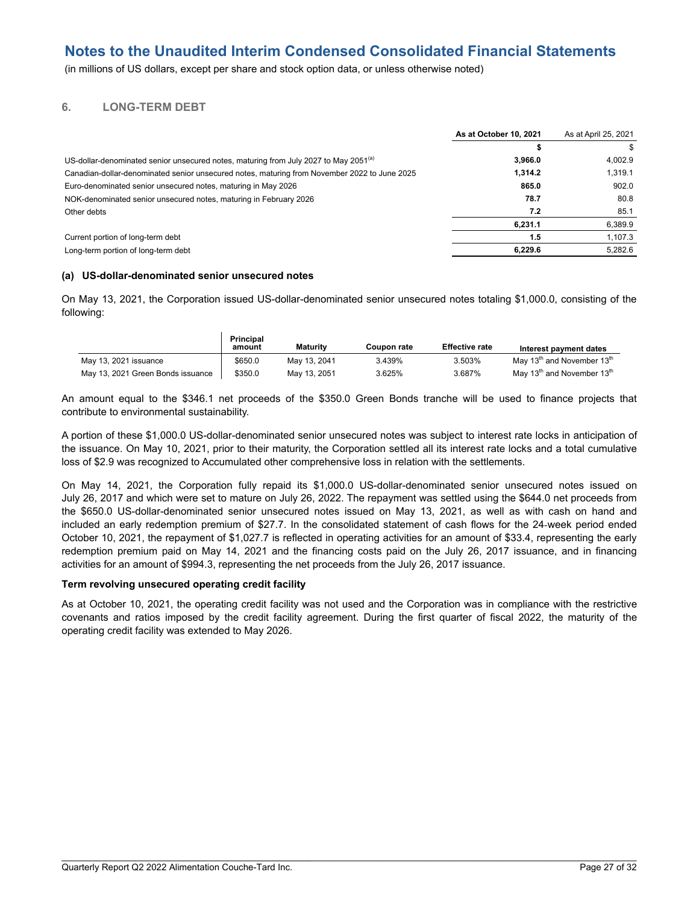# Notes to the Unaudited Interim Condensed Consolidated Financial Statements

(in millions of US dollars, except per share and stock option data, or unless otherwise noted)

## 6. LONG-TERM DEBT

| | **As at October 10, 2021** | As at April 25, 2021 |
|---|---|---|
| | **$** | $ |
| US-dollar-denominated senior unsecured notes, maturing from July 2027 to May 2051[(a)] | **3,966.0** | 4,002.9 |
| Canadian-dollar-denominated senior unsecured notes, maturing from November 2022 to June 2025 | **1,314.2** | 1,319.1 |
| Euro-denominated senior unsecured notes, maturing in May 2026 | **865.0** | 902.0 |
| NOK-denominated senior unsecured notes, maturing in February 2026 | **78.7** | 80.8 |
| Other debts | **7.2** | 85.1 |
| | **6,231.1** | 6,389.9 |
| Current portion of long-term debt | **1.5** | 1,107.3 |
| Long-term portion of long-term debt | **6,229.6** | 5,282.6 |

### (a) US-dollar-denominated senior unsecured notes

On May 13, 2021, the Corporation issued US-dollar-denominated senior unsecured notes totaling $1,000.0, consisting of the following:

| | Principal amount | Maturity | Coupon rate | Effective rate | Interest payment dates |
|---|---|---|---|---|---|
| May 13, 2021 issuance | $650.0 | May 13, 2041 | 3.439% | 3.503% | May 13th and November 13th |
| May 13, 2021 Green Bonds issuance | $350.0 | May 13, 2051 | 3.625% | 3.687% | May 13th and November 13th |

An amount equal to the $346.1 net proceeds of the $350.0 Green Bonds tranche will be used to finance projects that contribute to environmental sustainability.

A portion of these $1,000.0 US-dollar-denominated senior unsecured notes was subject to interest rate locks in anticipation of the issuance. On May 10, 2021, prior to their maturity, the Corporation settled all its interest rate locks and a total cumulative loss of $2.9 was recognized to Accumulated other comprehensive loss in relation with the settlements.

On May 14, 2021, the Corporation fully repaid its $1,000.0 US-dollar-denominated senior unsecured notes issued on July 26, 2017 and which were set to mature on July 26, 2022. The repayment was settled using the $644.0 net proceeds from the $650.0 US-dollar-denominated senior unsecured notes issued on May 13, 2021, as well as with cash on hand and included an early redemption premium of $27.7. In the consolidated statement of cash flows for the 24-week period ended October 10, 2021, the repayment of $1,027.7 is reflected in operating activities for an amount of $33.4, representing the early redemption premium paid on May 14, 2021 and the financing costs paid on the July 26, 2017 issuance, and in financing activities for an amount of $994.3, representing the net proceeds from the July 26, 2017 issuance.

**Term revolving unsecured operating credit facility**

As at October 10, 2021, the operating credit facility was not used and the Corporation was in compliance with the restrictive covenants and ratios imposed by the credit facility agreement. During the first quarter of fiscal 2022, the maturity of the operating credit facility was extended to May 2026.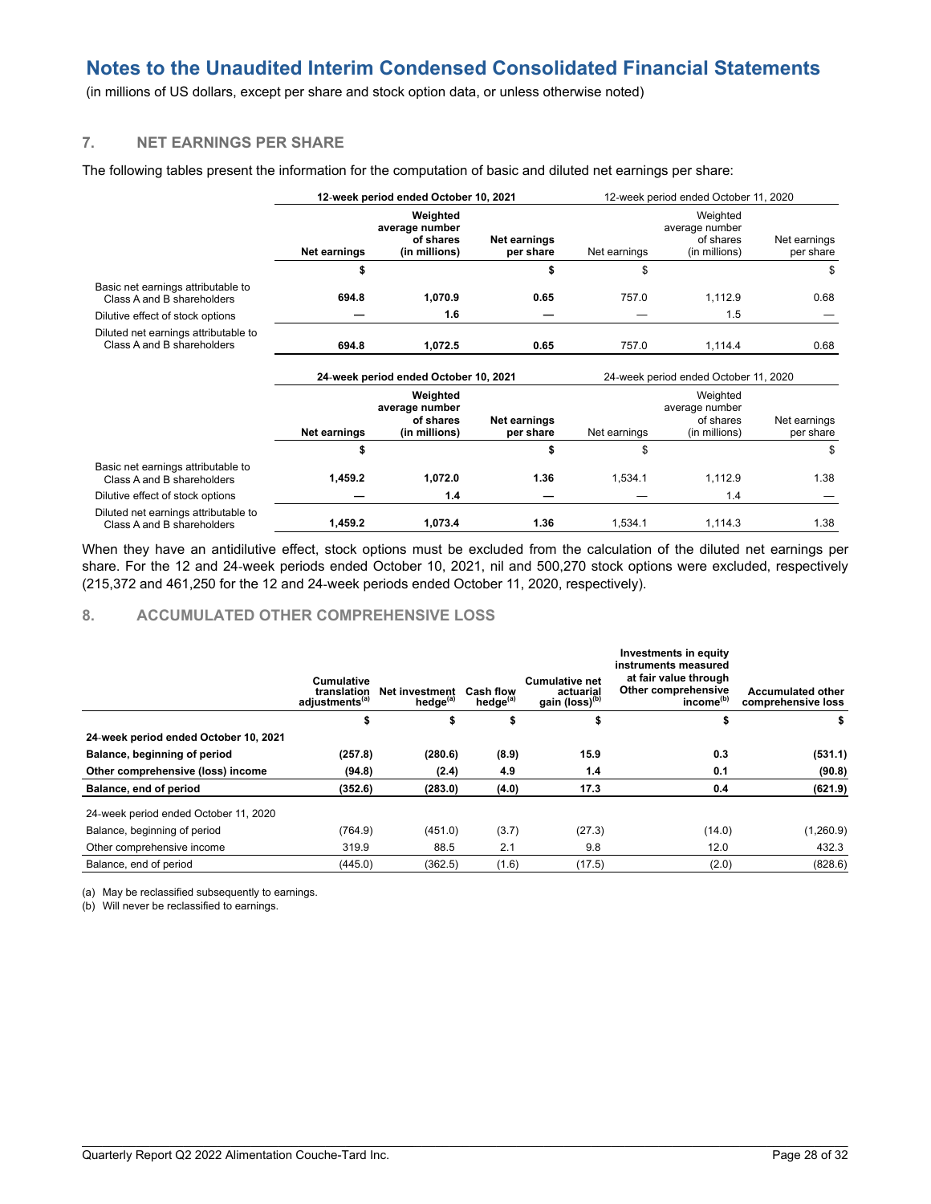# Notes to the Unaudited Interim Condensed Consolidated Financial Statements

(in millions of US dollars, except per share and stock option data, or unless otherwise noted)

## 7. NET EARNINGS PER SHARE

The following tables present the information for the computation of basic and diluted net earnings per share:

| | **12-week period ended October 10, 2021** | | | 12-week period ended October 11, 2020 | | |
|---|---|---|---|---|---|---|
| | **Net earnings** | **Weighted average number of shares (in millions)** | **Net earnings per share** | Net earnings | Weighted average number of shares (in millions) | Net earnings per share |
| | **$** | | **$** | $ | | $ |
| Basic net earnings attributable to Class A and B shareholders | **694.8** | **1,070.9** | **0.65** | 757.0 | 1,112.9 | 0.68 |
| Dilutive effect of stock options | **—** | **1.6** | **—** | — | 1.5 | — |
| Diluted net earnings attributable to Class A and B shareholders | **694.8** | **1,072.5** | **0.65** | 757.0 | 1,114.4 | 0.68 |

| | **24-week period ended October 10, 2021** | | | 24-week period ended October 11, 2020 | | |
|---|---|---|---|---|---|---|
| | **Net earnings** | **Weighted average number of shares (in millions)** | **Net earnings per share** | Net earnings | Weighted average number of shares (in millions) | Net earnings per share |
| | **$** | | **$** | $ | | $ |
| Basic net earnings attributable to Class A and B shareholders | **1,459.2** | **1,072.0** | **1.36** | 1,534.1 | 1,112.9 | 1.38 |
| Dilutive effect of stock options | **—** | **1.4** | **—** | — | 1.4 | — |
| Diluted net earnings attributable to Class A and B shareholders | **1,459.2** | **1,073.4** | **1.36** | 1,534.1 | 1,114.3 | 1.38 |

When they have an antidilutive effect, stock options must be excluded from the calculation of the diluted net earnings per share. For the 12 and 24-week periods ended October 10, 2021, nil and 500,270 stock options were excluded, respectively (215,372 and 461,250 for the 12 and 24-week periods ended October 11, 2020, respectively).

## 8. ACCUMULATED OTHER COMPREHENSIVE LOSS

| | **Cumulative translation adjustments[(a)]** | **Net investment hedge[(a)]** | **Cash flow hedge[(a)]** | **Cumulative net actuarial gain (loss)[(b)]** | **Investments in equity instruments measured at fair value through Other comprehensive income[(b)]** | **Accumulated other comprehensive loss** |
|---|---|---|---|---|---|---|
| | **$** | **$** | **$** | **$** | **$** | **$** |
| **24-week period ended October 10, 2021** | | | | | | |
| **Balance, beginning of period** | **(257.8)** | **(280.6)** | **(8.9)** | **15.9** | **0.3** | **(531.1)** |
| **Other comprehensive (loss) income** | **(94.8)** | **(2.4)** | **4.9** | **1.4** | **0.1** | **(90.8)** |
| **Balance, end of period** | **(352.6)** | **(283.0)** | **(4.0)** | **17.3** | **0.4** | **(621.9)** |
| 24-week period ended October 11, 2020 | | | | | | |
| Balance, beginning of period | (764.9) | (451.0) | (3.7) | (27.3) | (14.0) | (1,260.9) |
| Other comprehensive income | 319.9 | 88.5 | 2.1 | 9.8 | 12.0 | 432.3 |
| Balance, end of period | (445.0) | (362.5) | (1.6) | (17.5) | (2.0) | (828.6) |

(a) May be reclassified subsequently to earnings.
(b) Will never be reclassified to earnings.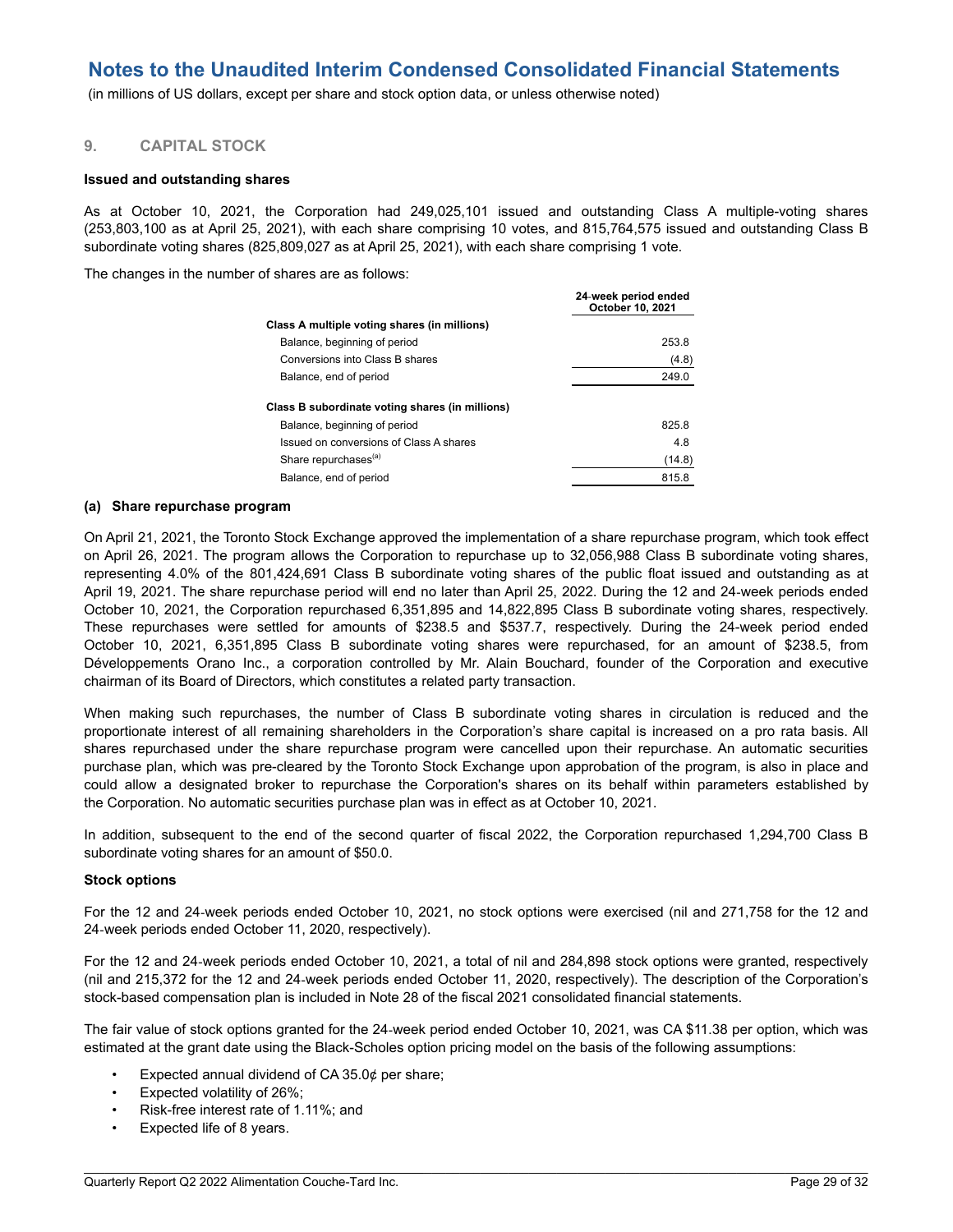# Notes to the Unaudited Interim Condensed Consolidated Financial Statements

(in millions of US dollars, except per share and stock option data, or unless otherwise noted)

## 9. CAPITAL STOCK

### Issued and outstanding shares

As at October 10, 2021, the Corporation had 249,025,101 issued and outstanding Class A multiple-voting shares (253,803,100 as at April 25, 2021), with each share comprising 10 votes, and 815,764,575 issued and outstanding Class B subordinate voting shares (825,809,027 as at April 25, 2021), with each share comprising 1 vote.

The changes in the number of shares are as follows:

| | 24-week period ended October 10, 2021 |
|---|---|
| **Class A multiple voting shares (in millions)** | |
| Balance, beginning of period | 253.8 |
| Conversions into Class B shares | (4.8) |
| Balance, end of period | 249.0 |
| **Class B subordinate voting shares (in millions)** | |
| Balance, beginning of period | 825.8 |
| Issued on conversions of Class A shares | 4.8 |
| Share repurchases[a] | (14.8) |
| Balance, end of period | 815.8 |

### (a) Share repurchase program

On April 21, 2021, the Toronto Stock Exchange approved the implementation of a share repurchase program, which took effect on April 26, 2021. The program allows the Corporation to repurchase up to 32,056,988 Class B subordinate voting shares, representing 4.0% of the 801,424,691 Class B subordinate voting shares of the public float issued and outstanding as at April 19, 2021. The share repurchase period will end no later than April 25, 2022. During the 12 and 24-week periods ended October 10, 2021, the Corporation repurchased 6,351,895 and 14,822,895 Class B subordinate voting shares, respectively. These repurchases were settled for amounts of $238.5 and $537.7, respectively. During the 24-week period ended October 10, 2021, 6,351,895 Class B subordinate voting shares were repurchased, for an amount of $238.5, from Développements Orano Inc., a corporation controlled by Mr. Alain Bouchard, founder of the Corporation and executive chairman of its Board of Directors, which constitutes a related party transaction.

When making such repurchases, the number of Class B subordinate voting shares in circulation is reduced and the proportionate interest of all remaining shareholders in the Corporation's share capital is increased on a pro rata basis. All shares repurchased under the share repurchase program were cancelled upon their repurchase. An automatic securities purchase plan, which was pre-cleared by the Toronto Stock Exchange upon approbation of the program, is also in place and could allow a designated broker to repurchase the Corporation's shares on its behalf within parameters established by the Corporation. No automatic securities purchase plan was in effect as at October 10, 2021.

In addition, subsequent to the end of the second quarter of fiscal 2022, the Corporation repurchased 1,294,700 Class B subordinate voting shares for an amount of $50.0.

### Stock options

For the 12 and 24-week periods ended October 10, 2021, no stock options were exercised (nil and 271,758 for the 12 and 24-week periods ended October 11, 2020, respectively).

For the 12 and 24-week periods ended October 10, 2021, a total of nil and 284,898 stock options were granted, respectively (nil and 215,372 for the 12 and 24-week periods ended October 11, 2020, respectively). The description of the Corporation's stock-based compensation plan is included in Note 28 of the fiscal 2021 consolidated financial statements.

The fair value of stock options granted for the 24-week period ended October 10, 2021, was CA $11.38 per option, which was estimated at the grant date using the Black-Scholes option pricing model on the basis of the following assumptions:

- Expected annual dividend of CA 35.0¢ per share;
- Expected volatility of 26%;
- Risk-free interest rate of 1.11%; and
- Expected life of 8 years.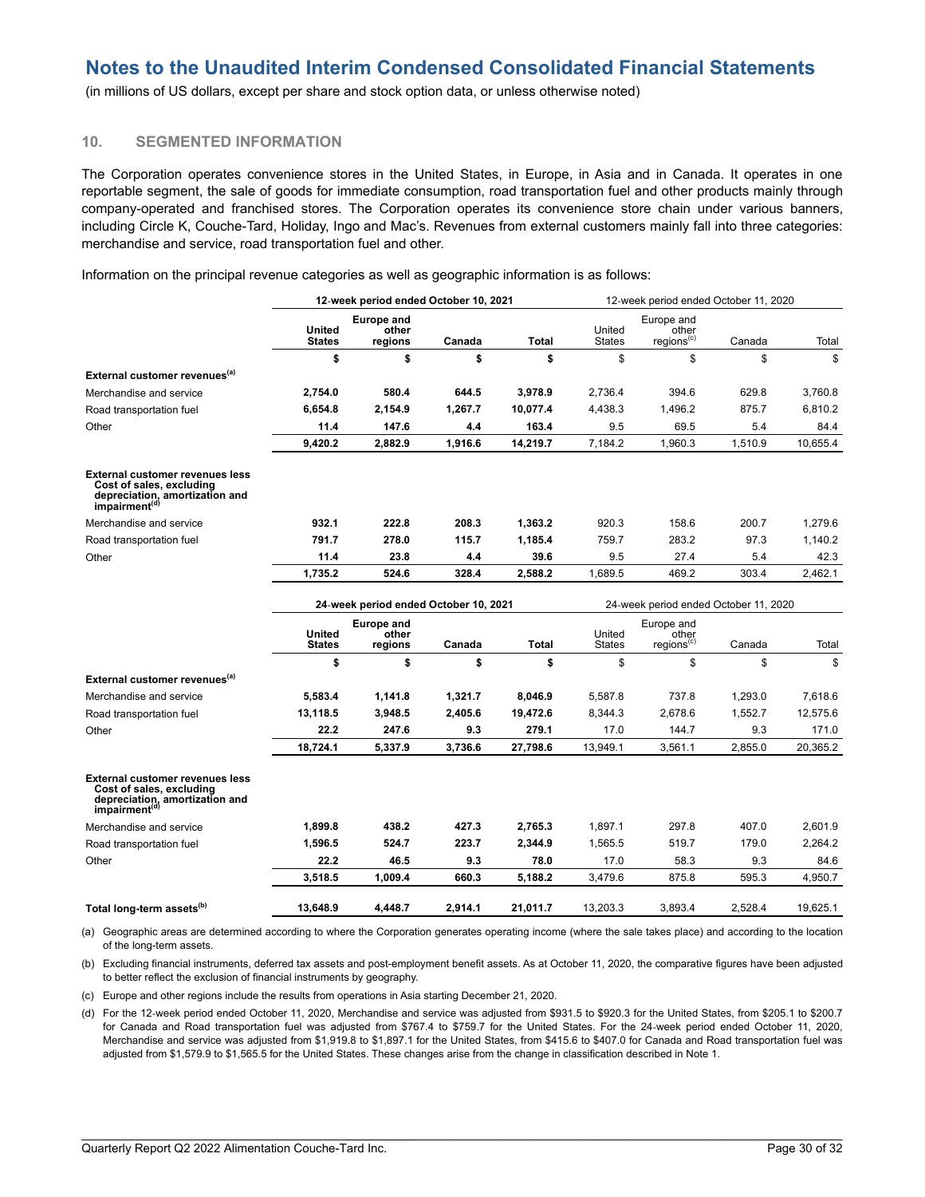# Notes to the Unaudited Interim Condensed Consolidated Financial Statements

(in millions of US dollars, except per share and stock option data, or unless otherwise noted)

## 10. SEGMENTED INFORMATION

The Corporation operates convenience stores in the United States, in Europe, in Asia and in Canada. It operates in one reportable segment, the sale of goods for immediate consumption, road transportation fuel and other products mainly through company-operated and franchised stores. The Corporation operates its convenience store chain under various banners, including Circle K, Couche-Tard, Holiday, Ingo and Mac's. Revenues from external customers mainly fall into three categories: merchandise and service, road transportation fuel and other.

Information on the principal revenue categories as well as geographic information is as follows:

| | **12-week period ended October 10, 2021** | | | | 12-week period ended October 11, 2020 | | | |
|---|---|---|---|---|---|---|---|---|
| | **United States** | **Europe and other regions** | **Canada** | **Total** | United States | Europe and other regions[c] | Canada | Total |
| | **$** | **$** | **$** | **$** | $ | $ | $ | $ |
| **External customer revenues[a]** | | | | | | | | |
| Merchandise and service | **2,754.0** | **580.4** | **644.5** | **3,978.9** | 2,736.4 | 394.6 | 629.8 | 3,760.8 |
| Road transportation fuel | **6,654.8** | **2,154.9** | **1,267.7** | **10,077.4** | 4,438.3 | 1,496.2 | 875.7 | 6,810.2 |
| Other | **11.4** | **147.6** | **4.4** | **163.4** | 9.5 | 69.5 | 5.4 | 84.4 |
| | **9,420.2** | **2,882.9** | **1,916.6** | **14,219.7** | 7,184.2 | 1,960.3 | 1,510.9 | 10,655.4 |
| **External customer revenues less Cost of sales, excluding depreciation, amortization and impairment[d]** | | | | | | | | |
| Merchandise and service | **932.1** | **222.8** | **208.3** | **1,363.2** | 920.3 | 158.6 | 200.7 | 1,279.6 |
| Road transportation fuel | **791.7** | **278.0** | **115.7** | **1,185.4** | 759.7 | 283.2 | 97.3 | 1,140.2 |
| Other | **11.4** | **23.8** | **4.4** | **39.6** | 9.5 | 27.4 | 5.4 | 42.3 |
| | **1,735.2** | **524.6** | **328.4** | **2,588.2** | 1,689.5 | 469.2 | 303.4 | 2,462.1 |

| | **24-week period ended October 10, 2021** | | | | 24-week period ended October 11, 2020 | | | |
|---|---|---|---|---|---|---|---|---|
| | **United States** | **Europe and other regions** | **Canada** | **Total** | United States | Europe and other regions[c] | Canada | Total |
| | **$** | **$** | **$** | **$** | $ | $ | $ | $ |
| **External customer revenues[a]** | | | | | | | | |
| Merchandise and service | **5,583.4** | **1,141.8** | **1,321.7** | **8,046.9** | 5,587.8 | 737.8 | 1,293.0 | 7,618.6 |
| Road transportation fuel | **13,118.5** | **3,948.5** | **2,405.6** | **19,472.6** | 8,344.3 | 2,678.6 | 1,552.7 | 12,575.6 |
| Other | **22.2** | **247.6** | **9.3** | **279.1** | 17.0 | 144.7 | 9.3 | 171.0 |
| | **18,724.1** | **5,337.9** | **3,736.6** | **27,798.6** | 13,949.1 | 3,561.1 | 2,855.0 | 20,365.2 |
| **External customer revenues less Cost of sales, excluding depreciation, amortization and impairment[d]** | | | | | | | | |
| Merchandise and service | **1,899.8** | **438.2** | **427.3** | **2,765.3** | 1,897.1 | 297.8 | 407.0 | 2,601.9 |
| Road transportation fuel | **1,596.5** | **524.7** | **223.7** | **2,344.9** | 1,565.5 | 519.7 | 179.0 | 2,264.2 |
| Other | **22.2** | **46.5** | **9.3** | **78.0** | 17.0 | 58.3 | 9.3 | 84.6 |
| | **3,518.5** | **1,009.4** | **660.3** | **5,188.2** | 3,479.6 | 875.8 | 595.3 | 4,950.7 |
| **Total long-term assets[b]** | **13,648.9** | **4,448.7** | **2,914.1** | **21,011.7** | 13,203.3 | 3,893.4 | 2,528.4 | 19,625.1 |

(a) Geographic areas are determined according to where the Corporation generates operating income (where the sale takes place) and according to the location of the long-term assets.

(b) Excluding financial instruments, deferred tax assets and post-employment benefit assets. As at October 11, 2020, the comparative figures have been adjusted to better reflect the exclusion of financial instruments by geography.

(c) Europe and other regions include the results from operations in Asia starting December 21, 2020.

(d) For the 12-week period ended October 11, 2020, Merchandise and service was adjusted from $931.5 to $920.3 for the United States, from $205.1 to $200.7 for Canada and Road transportation fuel was adjusted from $767.4 to $759.7 for the United States. For the 24-week period ended October 11, 2020, Merchandise and service was adjusted from $1,919.8 to $1,897.1 for the United States, from $415.6 to $407.0 for Canada and Road transportation fuel was adjusted from $1,579.9 to $1,565.5 for the United States. These changes arise from the change in classification described in Note 1.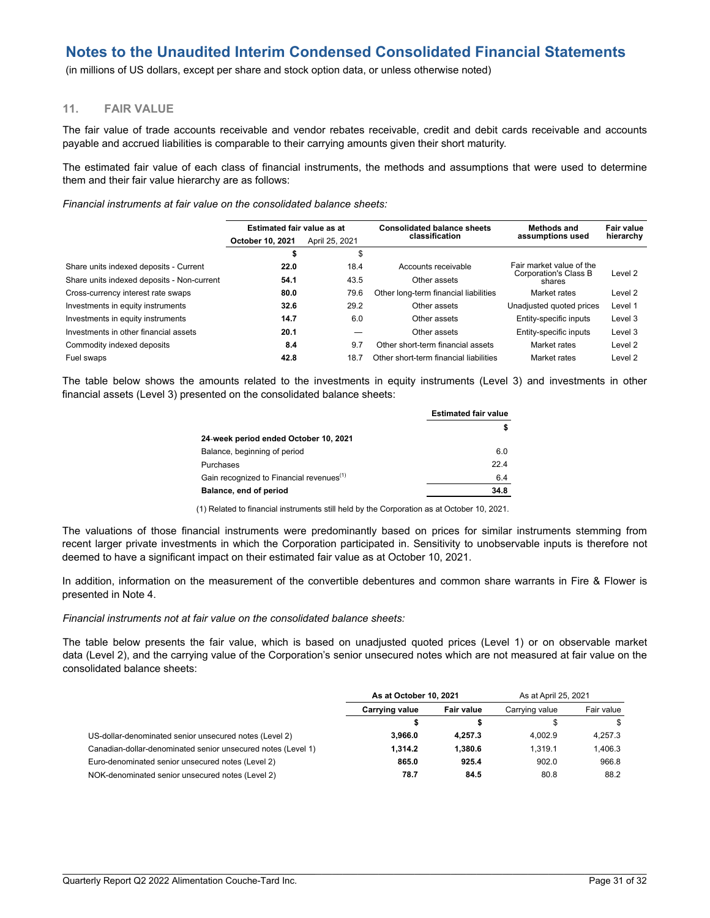# Notes to the Unaudited Interim Condensed Consolidated Financial Statements

(in millions of US dollars, except per share and stock option data, or unless otherwise noted)

## 11. FAIR VALUE

The fair value of trade accounts receivable and vendor rebates receivable, credit and debit cards receivable and accounts payable and accrued liabilities is comparable to their carrying amounts given their short maturity.

The estimated fair value of each class of financial instruments, the methods and assumptions that were used to determine them and their fair value hierarchy are as follows:

*Financial instruments at fair value on the consolidated balance sheets:*

| | Estimated fair value as at | | Consolidated balance sheets classification | Methods and assumptions used | Fair value hierarchy |
|---|---|---|---|---|---|
| | **October 10, 2021** | April 25, 2021 | | | |
| | **$** | $ | | | |
| Share units indexed deposits - Current | **22.0** | 18.4 | Accounts receivable | Fair market value of the Corporation's Class B shares | Level 2 |
| Share units indexed deposits - Non-current | **54.1** | 43.5 | Other assets | Fair market value of the Corporation's Class B shares | Level 2 |
| Cross-currency interest rate swaps | **80.0** | 79.6 | Other long-term financial liabilities | Market rates | Level 2 |
| Investments in equity instruments | **32.6** | 29.2 | Other assets | Unadjusted quoted prices | Level 1 |
| Investments in equity instruments | **14.7** | 6.0 | Other assets | Entity-specific inputs | Level 3 |
| Investments in other financial assets | **20.1** | — | Other assets | Entity-specific inputs | Level 3 |
| Commodity indexed deposits | **8.4** | 9.7 | Other short-term financial assets | Market rates | Level 2 |
| Fuel swaps | **42.8** | 18.7 | Other short-term financial liabilities | Market rates | Level 2 |

The table below shows the amounts related to the investments in equity instruments (Level 3) and investments in other financial assets (Level 3) presented on the consolidated balance sheets:

| | Estimated fair value |
|---|---|
| | $ |
| **24-week period ended October 10, 2021** | |
| Balance, beginning of period | 6.0 |
| Purchases | 22.4 |
| Gain recognized to Financial revenues[(1)] | 6.4 |
| **Balance, end of period** | **34.8** |

(1) Related to financial instruments still held by the Corporation as at October 10, 2021.

The valuations of those financial instruments were predominantly based on prices for similar instruments stemming from recent larger private investments in which the Corporation participated in. Sensitivity to unobservable inputs is therefore not deemed to have a significant impact on their estimated fair value as at October 10, 2021.

In addition, information on the measurement of the convertible debentures and common share warrants in Fire & Flower is presented in Note 4.

*Financial instruments not at fair value on the consolidated balance sheets:*

The table below presents the fair value, which is based on unadjusted quoted prices (Level 1) or on observable market data (Level 2), and the carrying value of the Corporation's senior unsecured notes which are not measured at fair value on the consolidated balance sheets:

| | As at October 10, 2021 | | As at April 25, 2021 | |
|---|---|---|---|---|
| | **Carrying value** | **Fair value** | Carrying value | Fair value |
| | **$** | **$** | $ | $ |
| US-dollar-denominated senior unsecured notes (Level 2) | **3,966.0** | **4,257.3** | 4,002.9 | 4,257.3 |
| Canadian-dollar-denominated senior unsecured notes (Level 1) | **1,314.2** | **1,380.6** | 1,319.1 | 1,406.3 |
| Euro-denominated senior unsecured notes (Level 2) | **865.0** | **925.4** | 902.0 | 966.8 |
| NOK-denominated senior unsecured notes (Level 2) | **78.7** | **84.5** | 80.8 | 88.2 |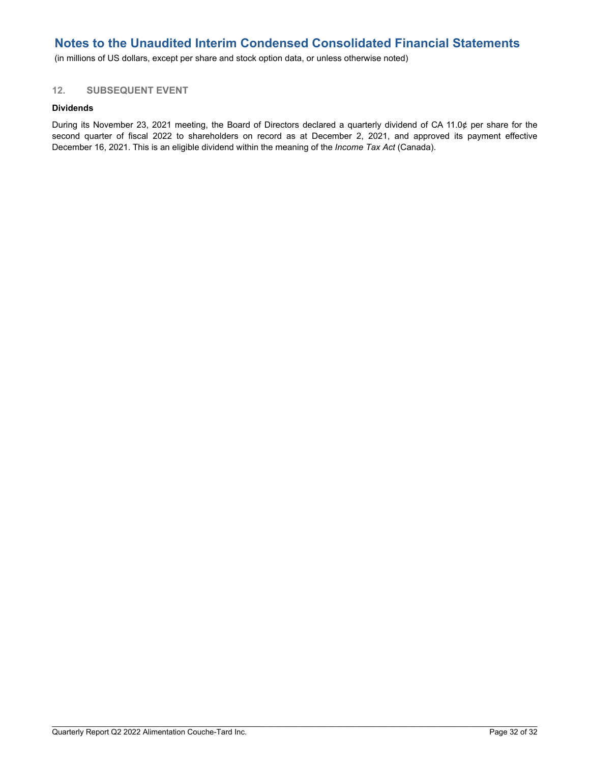## 12. SUBSEQUENT EVENT

**Dividends**

During its November 23, 2021 meeting, the Board of Directors declared a quarterly dividend of CA 11.0¢ per share for the second quarter of fiscal 2022 to shareholders on record as at December 2, 2021, and approved its payment effective December 16, 2021. This is an eligible dividend within the meaning of the *Income Tax Act* (Canada).